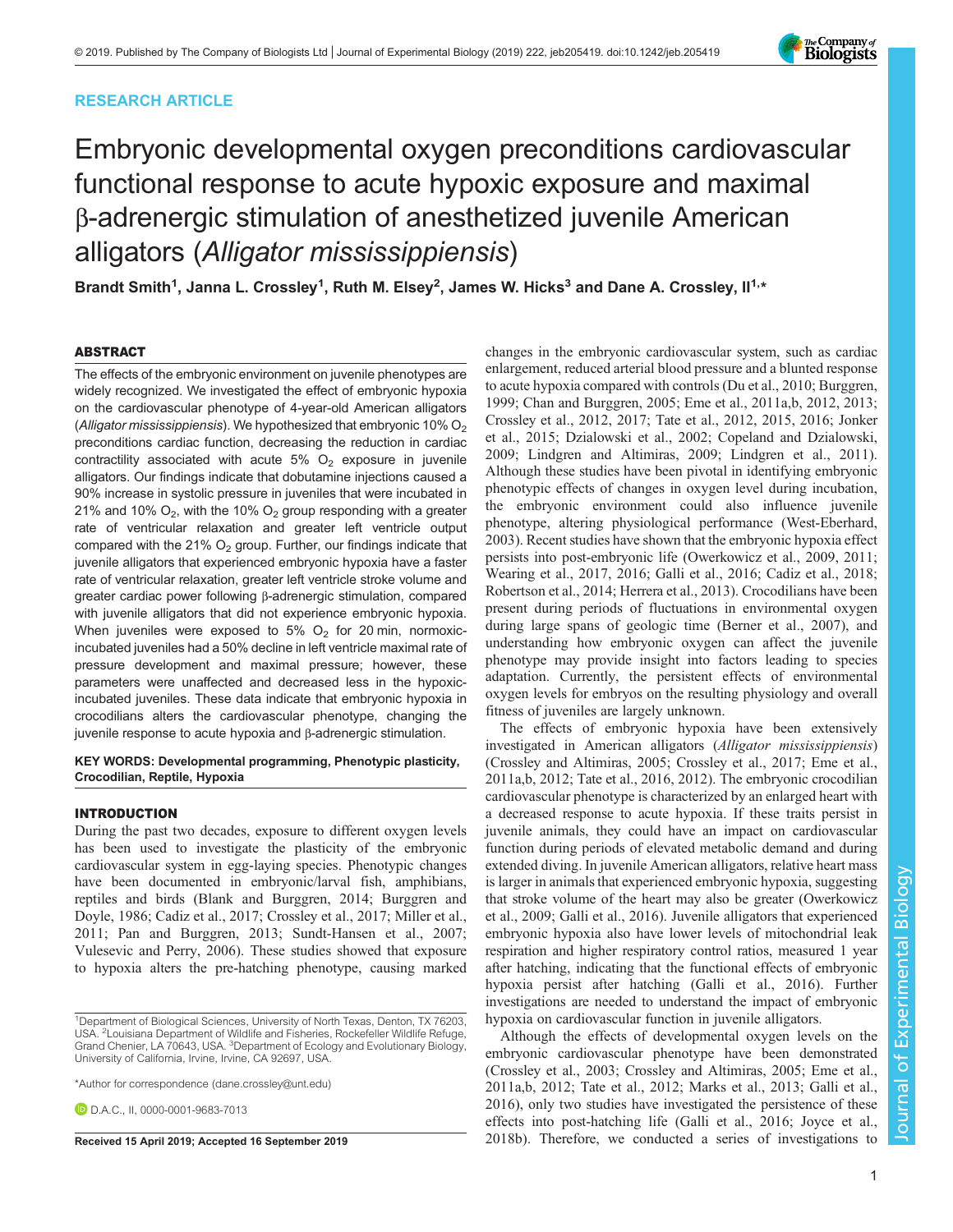RESEARCH ARTICLE

# Embryonic developmental oxygen preconditions cardiovascular functional response to acute hypoxic exposure and maximal β-adrenergic stimulation of anesthetized juvenile American alligators (*Alligator mississippiensis*)

**Brandt Smith[1], Janna L. Crossley[1], Ruth M. Elsey[2], James W. Hicks[3] and Dane A. Crossley, II[1,*]**

## ABSTRACT

The effects of the embryonic environment on juvenile phenotypes are widely recognized. We investigated the effect of embryonic hypoxia on the cardiovascular phenotype of 4-year-old American alligators (*Alligator mississippiensis*). We hypothesized that embryonic 10% $O_2$ preconditions cardiac function, decreasing the reduction in cardiac contractility associated with acute 5% $O_2$ exposure in juvenile alligators. Our findings indicate that dobutamine injections caused a 90% increase in systolic pressure in juveniles that were incubated in 21% and 10% $O_2$, with the 10% $O_2$ group responding with a greater rate of ventricular relaxation and greater left ventricle output compared with the 21% $O_2$ group. Further, our findings indicate that juvenile alligators that experienced embryonic hypoxia have a faster rate of ventricular relaxation, greater left ventricle stroke volume and greater cardiac power following β-adrenergic stimulation, compared with juvenile alligators that did not experience embryonic hypoxia. When juveniles were exposed to 5% $O_2$ for 20 min, normoxic-incubated juveniles had a 50% decline in left ventricle maximal rate of pressure development and maximal pressure; however, these parameters were unaffected and decreased less in the hypoxic-incubated juveniles. These data indicate that embryonic hypoxia in crocodilians alters the cardiovascular phenotype, changing the juvenile response to acute hypoxia and β-adrenergic stimulation.

**KEY WORDS: Developmental programming, Phenotypic plasticity, Crocodilian, Reptile, Hypoxia**

## INTRODUCTION

During the past two decades, exposure to different oxygen levels has been used to investigate the plasticity of the embryonic cardiovascular system in egg-laying species. Phenotypic changes have been documented in embryonic/larval fish, amphibians, reptiles and birds (Blank and Burggren, 2014; Burggren and Doyle, 1986; Cadiz et al., 2017; Crossley et al., 2017; Miller et al., 2011; Pan and Burggren, 2013; Sundt-Hansen et al., 2007; Vulesevic and Perry, 2006). These studies showed that exposure to hypoxia alters the pre-hatching phenotype, causing marked changes in the embryonic cardiovascular system, such as cardiac enlargement, reduced arterial blood pressure and a blunted response to acute hypoxia compared with controls (Du et al., 2010; Burggren, 1999; Chan and Burggren, 2005; Eme et al., 2011a,b, 2012, 2013; Crossley et al., 2012, 2017; Tate et al., 2012, 2015, 2016; Jonker et al., 2015; Dzialowski et al., 2002; Copeland and Dzialowski, 2009; Lindgren and Altimiras, 2009; Lindgren et al., 2011). Although these studies have been pivotal in identifying embryonic phenotypic effects of changes in oxygen level during incubation, the embryonic environment could also influence juvenile phenotype, altering physiological performance (West-Eberhard, 2003). Recent studies have shown that the embryonic hypoxia effect persists into post-embryonic life (Owerkowicz et al., 2009, 2011; Wearing et al., 2017, 2016; Galli et al., 2016; Cadiz et al., 2018; Robertson et al., 2014; Herrera et al., 2013). Crocodilians have been present during periods of fluctuations in environmental oxygen during large spans of geologic time (Berner et al., 2007), and understanding how embryonic oxygen can affect the juvenile phenotype may provide insight into factors leading to species adaptation. Currently, the persistent effects of environmental oxygen levels for embryos on the resulting physiology and overall fitness of juveniles are largely unknown.

The effects of embryonic hypoxia have been extensively investigated in American alligators (*Alligator mississippiensis*) (Crossley and Altimiras, 2005; Crossley et al., 2017; Eme et al., 2011a,b, 2012; Tate et al., 2016, 2012). The embryonic crocodilian cardiovascular phenotype is characterized by an enlarged heart with a decreased response to acute hypoxia. If these traits persist in juvenile animals, they could have an impact on cardiovascular function during periods of elevated metabolic demand and during extended diving. In juvenile American alligators, relative heart mass is larger in animals that experienced embryonic hypoxia, suggesting that stroke volume of the heart may also be greater (Owerkowicz et al., 2009; Galli et al., 2016). Juvenile alligators that experienced embryonic hypoxia also have lower levels of mitochondrial leak respiration and higher respiratory control ratios, measured 1 year after hatching, indicating that the functional effects of embryonic hypoxia persist after hatching (Galli et al., 2016). Further investigations are needed to understand the impact of embryonic hypoxia on cardiovascular function in juvenile alligators.

Although the effects of developmental oxygen levels on the embryonic cardiovascular phenotype have been demonstrated (Crossley et al., 2003; Crossley and Altimiras, 2005; Eme et al., 2011a,b, 2012; Tate et al., 2012; Marks et al., 2013; Galli et al., 2016), only two studies have investigated the persistence of these effects into post-hatching life (Galli et al., 2016; Joyce et al., 2018b). Therefore, we conducted a series of investigations to

[1]Department of Biological Sciences, University of North Texas, Denton, TX 76203, USA. [2]Louisiana Department of Wildlife and Fisheries, Rockefeller Wildlife Refuge, Grand Chenier, LA 70643, USA. [3]Department of Ecology and Evolutionary Biology, University of California, Irvine, Irvine, CA 92697, USA.

*Author for correspondence (dane.crossley@unt.edu)

D.A.C., II, 0000-0001-9683-7013

Received 15 April 2019; Accepted 16 September 2019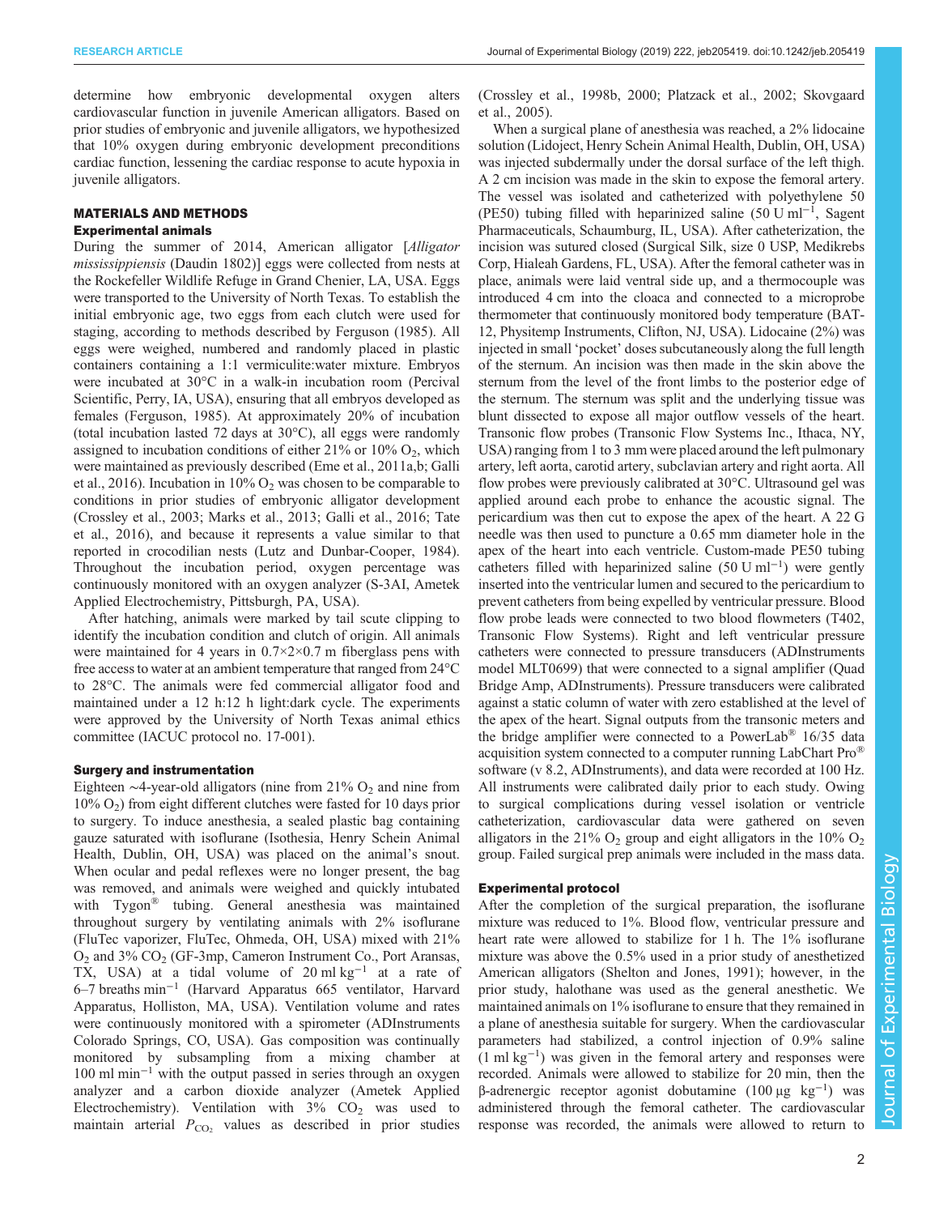determine how embryonic developmental oxygen alters cardiovascular function in juvenile American alligators. Based on prior studies of embryonic and juvenile alligators, we hypothesized that 10% oxygen during embryonic development preconditions cardiac function, lessening the cardiac response to acute hypoxia in juvenile alligators.

## MATERIALS AND METHODS

### Experimental animals

During the summer of 2014, American alligator [*Alligator mississippiensis* (Daudin 1802)] eggs were collected from nests at the Rockefeller Wildlife Refuge in Grand Chenier, LA, USA. Eggs were transported to the University of North Texas. To establish the initial embryonic age, two eggs from each clutch were used for staging, according to methods described by Ferguson (1985). All eggs were weighed, numbered and randomly placed in plastic containers containing a 1:1 vermiculite:water mixture. Embryos were incubated at 30°C in a walk-in incubation room (Percival Scientific, Perry, IA, USA), ensuring that all embryos developed as females (Ferguson, 1985). At approximately 20% of incubation (total incubation lasted 72 days at 30°C), all eggs were randomly assigned to incubation conditions of either 21% or 10% $O_2$, which were maintained as previously described (Eme et al., 2011a,b; Galli et al., 2016). Incubation in 10% $O_2$ was chosen to be comparable to conditions in prior studies of embryonic alligator development (Crossley et al., 2003; Marks et al., 2013; Galli et al., 2016; Tate et al., 2016), and because it represents a value similar to that reported in crocodilian nests (Lutz and Dunbar-Cooper, 1984). Throughout the incubation period, oxygen percentage was continuously monitored with an oxygen analyzer (S-3AI, Ametek Applied Electrochemistry, Pittsburgh, PA, USA).

After hatching, animals were marked by tail scute clipping to identify the incubation condition and clutch of origin. All animals were maintained for 4 years in 0.7×2×0.7 m fiberglass pens with free access to water at an ambient temperature that ranged from 24°C to 28°C. The animals were fed commercial alligator food and maintained under a 12 h:12 h light:dark cycle. The experiments were approved by the University of North Texas animal ethics committee (IACUC protocol no. 17-001).

### Surgery and instrumentation

Eighteen ∼4-year-old alligators (nine from 21% $O_2$ and nine from 10% $O_2$) from eight different clutches were fasted for 10 days prior to surgery. To induce anesthesia, a sealed plastic bag containing gauze saturated with isoflurane (Isothesia, Henry Schein Animal Health, Dublin, OH, USA) was placed on the animal's snout. When ocular and pedal reflexes were no longer present, the bag was removed, and animals were weighed and quickly intubated with Tygon® tubing. General anesthesia was maintained throughout surgery by ventilating animals with 2% isoflurane (FluTec vaporizer, FluTec, Ohmeda, OH, USA) mixed with 21% $O_2$ and 3% $CO_2$ (GF-3mp, Cameron Instrument Co., Port Aransas, TX, USA) at a tidal volume of 20 ml $kg^{-1}$ at a rate of 6–7 breaths $min^{-1}$ (Harvard Apparatus 665 ventilator, Harvard Apparatus, Holliston, MA, USA). Ventilation volume and rates were continuously monitored with a spirometer (ADInstruments Colorado Springs, CO, USA). Gas composition was continually monitored by subsampling from a mixing chamber at 100 ml $min^{-1}$ with the output passed in series through an oxygen analyzer and a carbon dioxide analyzer (Ametek Applied Electrochemistry). Ventilation with 3% $CO_2$ was used to maintain arterial $P_{CO_2}$ values as described in prior studies (Crossley et al., 1998b, 2000; Platzack et al., 2002; Skovgaard et al., 2005).

When a surgical plane of anesthesia was reached, a 2% lidocaine solution (Lidoject, Henry Schein Animal Health, Dublin, OH, USA) was injected subdermally under the dorsal surface of the left thigh. A 2 cm incision was made in the skin to expose the femoral artery. The vessel was isolated and catheterized with polyethylene 50 (PE50) tubing filled with heparinized saline (50 U $ml^{-1}$, Sagent Pharmaceuticals, Schaumburg, IL, USA). After catheterization, the incision was sutured closed (Surgical Silk, size 0 USP, Medikrebs Corp, Hialeah Gardens, FL, USA). After the femoral catheter was in place, animals were laid ventral side up, and a thermocouple was introduced 4 cm into the cloaca and connected to a microprobe thermometer that continuously monitored body temperature (BAT-12, Physitemp Instruments, Clifton, NJ, USA). Lidocaine (2%) was injected in small 'pocket' doses subcutaneously along the full length of the sternum. An incision was then made in the skin above the sternum from the level of the front limbs to the posterior edge of the sternum. The sternum was split and the underlying tissue was blunt dissected to expose all major outflow vessels of the heart. Transonic flow probes (Transonic Flow Systems Inc., Ithaca, NY, USA) ranging from 1 to 3 mm were placed around the left pulmonary artery, left aorta, carotid artery, subclavian artery and right aorta. All flow probes were previously calibrated at 30°C. Ultrasound gel was applied around each probe to enhance the acoustic signal. The pericardium was then cut to expose the apex of the heart. A 22 G needle was then used to puncture a 0.65 mm diameter hole in the apex of the heart into each ventricle. Custom-made PE50 tubing catheters filled with heparinized saline (50 U $ml^{-1}$) were gently inserted into the ventricular lumen and secured to the pericardium to prevent catheters from being expelled by ventricular pressure. Blood flow probe leads were connected to two blood flowmeters (T402, Transonic Flow Systems). Right and left ventricular pressure catheters were connected to pressure transducers (ADInstruments model MLT0699) that were connected to a signal amplifier (Quad Bridge Amp, ADInstruments). Pressure transducers were calibrated against a static column of water with zero established at the level of the apex of the heart. Signal outputs from the transonic meters and the bridge amplifier were connected to a PowerLab® 16/35 data acquisition system connected to a computer running LabChart Pro® software (v 8.2, ADInstruments), and data were recorded at 100 Hz. All instruments were calibrated daily prior to each study. Owing to surgical complications during vessel isolation or ventricle catheterization, cardiovascular data were gathered on seven alligators in the 21% $O_2$ group and eight alligators in the 10% $O_2$ group. Failed surgical prep animals were included in the mass data.

### Experimental protocol

After the completion of the surgical preparation, the isoflurane mixture was reduced to 1%. Blood flow, ventricular pressure and heart rate were allowed to stabilize for 1 h. The 1% isoflurane mixture was above the 0.5% used in a prior study of anesthetized American alligators (Shelton and Jones, 1991); however, in the prior study, halothane was used as the general anesthetic. We maintained animals on 1% isoflurane to ensure that they remained in a plane of anesthesia suitable for surgery. When the cardiovascular parameters had stabilized, a control injection of 0.9% saline (1 ml $kg^{-1}$) was given in the femoral artery and responses were recorded. Animals were allowed to stabilize for 20 min, then the β-adrenergic receptor agonist dobutamine (100 µg $kg^{-1}$) was administered through the femoral catheter. The cardiovascular response was recorded, the animals were allowed to return to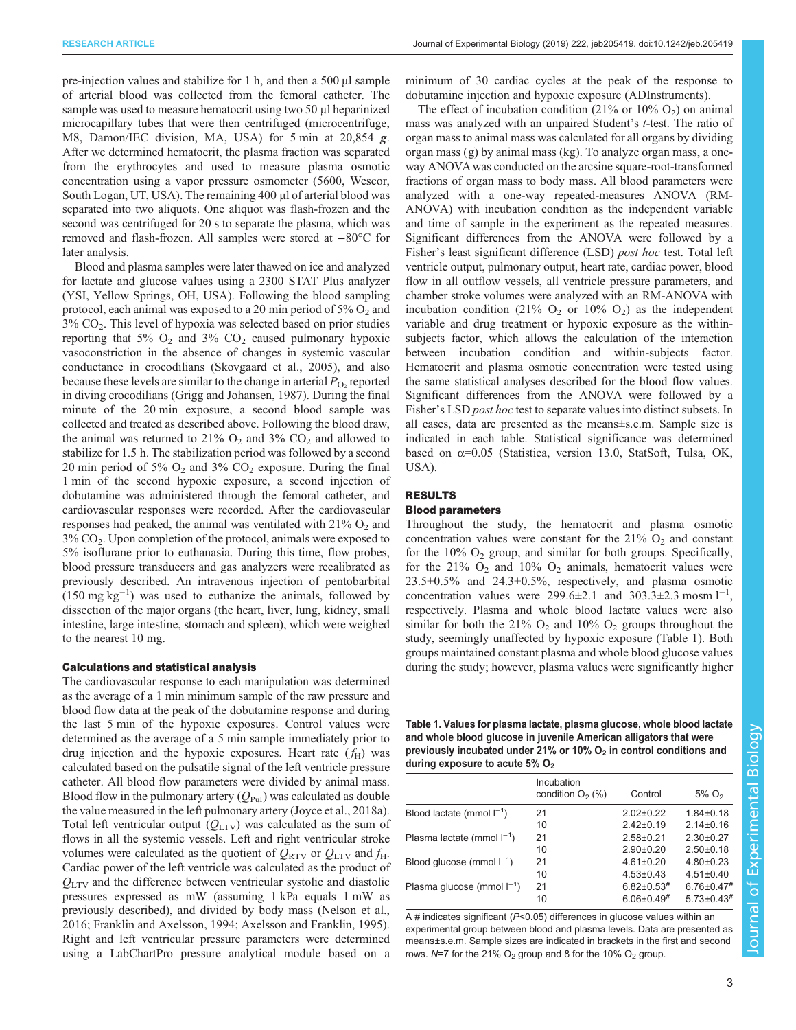pre-injection values and stabilize for 1 h, and then a 500 µl sample of arterial blood was collected from the femoral catheter. The sample was used to measure hematocrit using two 50 µl heparinized microcapillary tubes that were then centrifuged (microcentrifuge, M8, Damon/IEC division, MA, USA) for 5 min at 20,854 ***g***. After we determined hematocrit, the plasma fraction was separated from the erythrocytes and used to measure plasma osmotic concentration using a vapor pressure osmometer (5600, Wescor, South Logan, UT, USA). The remaining 400 µl of arterial blood was separated into two aliquots. One aliquot was flash-frozen and the second was centrifuged for 20 s to separate the plasma, which was removed and flash-frozen. All samples were stored at −80°C for later analysis.

Blood and plasma samples were later thawed on ice and analyzed for lactate and glucose values using a 2300 STAT Plus analyzer (YSI, Yellow Springs, OH, USA). Following the blood sampling protocol, each animal was exposed to a 20 min period of 5% $O_2$ and 3% $CO_2$. This level of hypoxia was selected based on prior studies reporting that 5% $O_2$ and 3% $CO_2$ caused pulmonary hypoxic vasoconstriction in the absence of changes in systemic vascular conductance in crocodilians (Skovgaard et al., 2005), and also because these levels are similar to the change in arterial $P_{O_2}$ reported in diving crocodilians (Grigg and Johansen, 1987). During the final minute of the 20 min exposure, a second blood sample was collected and treated as described above. Following the blood draw, the animal was returned to 21% $O_2$ and 3% $CO_2$ and allowed to stabilize for 1.5 h. The stabilization period was followed by a second 20 min period of 5% $O_2$ and 3% $CO_2$ exposure. During the final 1 min of the second hypoxic exposure, a second injection of dobutamine was administered through the femoral catheter, and cardiovascular responses were recorded. After the cardiovascular responses had peaked, the animal was ventilated with 21% $O_2$ and 3% $CO_2$. Upon completion of the protocol, animals were exposed to 5% isoflurane prior to euthanasia. During this time, flow probes, blood pressure transducers and gas analyzers were recalibrated as previously described. An intravenous injection of pentobarbital (150 mg kg$^{-1}$) was used to euthanize the animals, followed by dissection of the major organs (the heart, liver, lung, kidney, small intestine, large intestine, stomach and spleen), which were weighed to the nearest 10 mg.

### Calculations and statistical analysis

The cardiovascular response to each manipulation was determined as the average of a 1 min minimum sample of the raw pressure and blood flow data at the peak of the dobutamine response and during the last 5 min of the hypoxic exposures. Control values were determined as the average of a 5 min sample immediately prior to drug injection and the hypoxic exposures. Heart rate ($f_H$) was calculated based on the pulsatile signal of the left ventricle pressure catheter. All blood flow parameters were divided by animal mass. Blood flow in the pulmonary artery ($Q_{Pul}$) was calculated as double the value measured in the left pulmonary artery (Joyce et al., 2018a). Total left ventricular output ($Q_{LTV}$) was calculated as the sum of flows in all the systemic vessels. Left and right ventricular stroke volumes were calculated as the quotient of $Q_{RTV}$ or $Q_{LTV}$ and $f_H$. Cardiac power of the left ventricle was calculated as the product of $Q_{LTV}$ and the difference between ventricular systolic and diastolic pressures expressed as mW (assuming 1 kPa equals 1 mW as previously described), and divided by body mass (Nelson et al., 2016; Franklin and Axelsson, 1994; Axelsson and Franklin, 1995). Right and left ventricular pressure parameters were determined using a LabChartPro pressure analytical module based on a minimum of 30 cardiac cycles at the peak of the response to dobutamine injection and hypoxic exposure (ADInstruments).

The effect of incubation condition (21% or 10% $O_2$) on animal mass was analyzed with an unpaired Student's *t*-test. The ratio of organ mass to animal mass was calculated for all organs by dividing organ mass (g) by animal mass (kg). To analyze organ mass, a one-way ANOVA was conducted on the arcsine square-root-transformed fractions of organ mass to body mass. All blood parameters were analyzed with a one-way repeated-measures ANOVA (RM-ANOVA) with incubation condition as the independent variable and time of sample in the experiment as the repeated measures. Significant differences from the ANOVA were followed by a Fisher's least significant difference (LSD) *post hoc* test. Total left ventricle output, pulmonary output, heart rate, cardiac power, blood flow in all outflow vessels, all ventricle pressure parameters, and chamber stroke volumes were analyzed with an RM-ANOVA with incubation condition (21% $O_2$ or 10% $O_2$) as the independent variable and drug treatment or hypoxic exposure as the within-subjects factor, which allows the calculation of the interaction between incubation condition and within-subjects factor. Hematocrit and plasma osmotic concentration were tested using the same statistical analyses described for the blood flow values. Significant differences from the ANOVA were followed by a Fisher's LSD *post hoc* test to separate values into distinct subsets. In all cases, data are presented as the means±s.e.m. Sample size is indicated in each table. Statistical significance was determined based on α=0.05 (Statistica, version 13.0, StatSoft, Tulsa, OK, USA).

## RESULTS

### Blood parameters

Throughout the study, the hematocrit and plasma osmotic concentration values were constant for the 21% $O_2$ and constant for the 10% $O_2$ group, and similar for both groups. Specifically, for the 21% $O_2$ and 10% $O_2$ animals, hematocrit values were 23.5±0.5% and 24.3±0.5%, respectively, and plasma osmotic concentration values were 299.6±2.1 and 303.3±2.3 mosm l$^{-1}$, respectively. Plasma and whole blood lactate values were also similar for both the 21% $O_2$ and 10% $O_2$ groups throughout the study, seemingly unaffected by hypoxic exposure (Table 1). Both groups maintained constant plasma and whole blood glucose values during the study; however, plasma values were significantly higher

**Table 1. Values for plasma lactate, plasma glucose, whole blood lactate and whole blood glucose in juvenile American alligators that were previously incubated under 21% or 10% $O_2$ in control conditions and during exposure to acute 5% $O_2$**

| | Incubation condition $O_2$ (%) | Control | 5% $O_2$ |
|---|---|---|---|
| Blood lactate (mmol l$^{-1}$) | 21 | 2.02±0.22 | 1.84±0.18 |
| | 10 | 2.42±0.19 | 2.14±0.16 |
| Plasma lactate (mmol l$^{-1}$) | 21 | 2.58±0.21 | 2.30±0.27 |
| | 10 | 2.90±0.20 | 2.50±0.18 |
| Blood glucose (mmol l$^{-1}$) | 21 | 4.61±0.20 | 4.80±0.23 |
| | 10 | 4.53±0.43 | 4.51±0.40 |
| Plasma glucose (mmol l$^{-1}$) | 21 | 6.82±0.53# | 6.76±0.47# |
| | 10 | 6.06±0.49# | 5.73±0.43# |

A # indicates significant ($P$<0.05) differences in glucose values within an experimental group between blood and plasma levels. Data are presented as means±s.e.m. Sample sizes are indicated in brackets in the first and second rows. $N$=7 for the 21% $O_2$ group and 8 for the 10% $O_2$ group.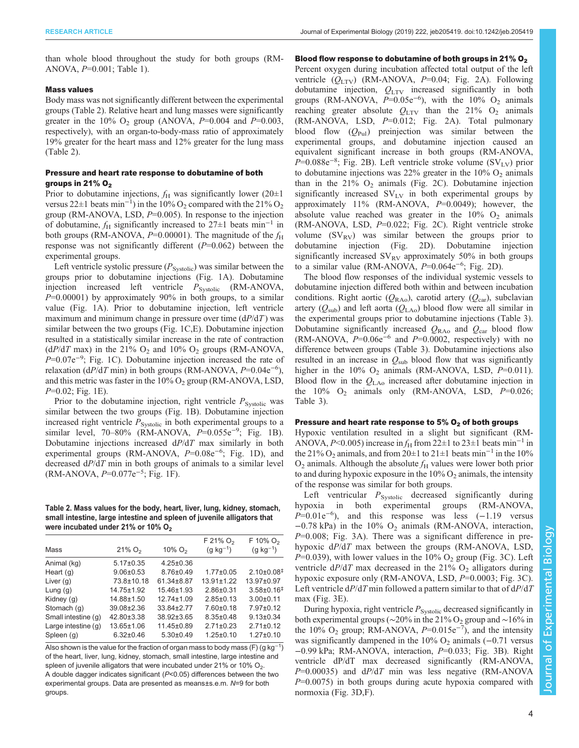than whole blood throughout the study for both groups (RM-ANOVA, $P$=0.001; Table 1).

### Mass values

Body mass was not significantly different between the experimental groups (Table 2). Relative heart and lung masses were significantly greater in the 10% $O_2$ group (ANOVA, $P$=0.004 and $P$=0.003, respectively), with an organ-to-body-mass ratio of approximately 19% greater for the heart mass and 12% greater for the lung mass (Table 2).

### Pressure and heart rate response to dobutamine of both groups in 21% $O_2$

Prior to dobutamine injections, $f_H$ was significantly lower (20±1 versus 22±1 beats min$^{-1}$) in the 10% $O_2$ compared with the 21% $O_2$ group (RM-ANOVA, LSD, $P$=0.005). In response to the injection of dobutamine, $f_H$ significantly increased to 27±1 beats min$^{-1}$ in both groups (RM-ANOVA, $P$=0.00001). The magnitude of the $f_H$ response was not significantly different ($P$=0.062) between the experimental groups.

Left ventricle systolic pressure ($P_{Systolic}$) was similar between the groups prior to dobutamine injections (Fig. 1A). Dobutamine injection increased left ventricle $P_{Systolic}$ (RM-ANOVA, $P$=0.00001) by approximately 90% in both groups, to a similar value (Fig. 1A). Prior to dobutamine injection, left ventricle maximum and minimum change in pressure over time (d$P$/d$T$) was similar between the two groups (Fig. 1C,E). Dobutamine injection resulted in a statistically similar increase in the rate of contraction (d$P$/d$T$ max) in the 21% $O_2$ and 10% $O_2$ groups (RM-ANOVA, $P$=0.07e$^{-9}$; Fig. 1C). Dobutamine injection increased the rate of relaxation (d$P$/d$T$ min) in both groups (RM-ANOVA, $P$=0.04e$^{-6}$), and this metric was faster in the 10% $O_2$ group (RM-ANOVA, LSD, $P$=0.02; Fig. 1E).

Prior to the dobutamine injection, right ventricle $P_{Systolic}$ was similar between the two groups (Fig. 1B). Dobutamine injection increased right ventricle $P_{Systolic}$ in both experimental groups to a similar level, 70–80% (RM-ANOVA, $P$=0.055e$^{-9}$; Fig. 1B). Dobutamine injections increased d$P$/d$T$ max similarly in both experimental groups (RM-ANOVA, $P$=0.08e$^{-6}$; Fig. 1D), and decreased d$P$/d$T$ min in both groups of animals to a similar level (RM-ANOVA, $P$=0.077e$^{-5}$; Fig. 1F).

**Table 2. Mass values for the body, heart, liver, lung, kidney, stomach, small intestine, large intestine and spleen of juvenile alligators that were incubated under 21% or 10% $O_2$**

| Mass | 21% $O_2$ | 10% $O_2$ | F 21% $O_2$ (g kg$^{-1}$) | F 10% $O_2$ (g kg$^{-1}$) |
|---|---|---|---|---|
| Animal (kg) | 5.17±0.35 | 4.25±0.36 | | |
| Heart (g) | 9.06±0.53 | 8.76±0.49 | 1.77±0.05 | 2.10±0.08‡ |
| Liver (g) | 73.8±10.18 | 61.34±8.87 | 13.91±1.22 | 13.97±0.97 |
| Lung (g) | 14.75±1.92 | 15.46±1.93 | 2.86±0.31 | 3.58±0.16‡ |
| Kidney (g) | 14.88±1.50 | 12.74±1.09 | 2.85±0.13 | 3.00±0.11 |
| Stomach (g) | 39.08±2.36 | 33.84±2.77 | 7.60±0.18 | 7.97±0.12 |
| Small intestine (g) | 42.80±3.38 | 38.92±3.65 | 8.35±0.48 | 9.13±0.34 |
| Large intestine (g) | 13.65±1.06 | 11.45±0.89 | 2.71±0.23 | 2.71±0.12 |
| Spleen (g) | 6.32±0.46 | 5.30±0.49 | 1.25±0.10 | 1.27±0.10 |

Also shown is the value for the fraction of organ mass to body mass (F) (g kg$^{-1}$) of the heart, liver, lung, kidney, stomach, small intestine, large intestine and spleen of juvenile alligators that were incubated under 21% or 10% $O_2$. A double dagger indicates significant ($P$<0.05) differences between the two experimental groups. Data are presented as means±s.e.m. $N$=9 for both groups.

### Blood flow response to dobutamine of both groups in 21% $O_2$

Percent oxygen during incubation affected total output of the left ventricle ($Q_{LTV}$) (RM-ANOVA, $P$=0.04; Fig. 2A). Following dobutamine injection, $Q_{LTV}$ increased significantly in both groups (RM-ANOVA, $P$=0.05e$^{-6}$), with the 10% $O_2$ animals reaching greater absolute $Q_{LTV}$ than the 21% $O_2$ animals (RM-ANOVA, LSD, $P$=0.012; Fig. 2A). Total pulmonary blood flow ($Q_{Pul}$) preinjection was similar between the experimental groups, and dobutamine injection caused an equivalent significant increase in both groups (RM-ANOVA, $P$=0.088e$^{-8}$; Fig. 2B). Left ventricle stroke volume ($SV_{LV}$) prior to dobutamine injections was 22% greater in the 10% $O_2$ animals than in the 21% $O_2$ animals (Fig. 2C). Dobutamine injection significantly increased $SV_{LV}$ in both experimental groups by approximately 11% (RM-ANOVA, $P$=0.0049); however, the absolute value reached was greater in the 10% $O_2$ animals (RM-ANOVA, LSD, $P$=0.022; Fig. 2C). Right ventricle stroke volume ($SV_{RV}$) was similar between the groups prior to dobutamine injection (Fig. 2D). Dobutamine injection significantly increased $SV_{RV}$ approximately 50% in both groups to a similar value (RM-ANOVA, $P$=0.064e$^{-6}$; Fig. 2D).

The blood flow responses of the individual systemic vessels to dobutamine injection differed both within and between incubation conditions. Right aortic ($Q_{RAo}$), carotid artery ($Q_{car}$), subclavian artery ($Q_{sub}$) and left aorta ($Q_{LAo}$) blood flow were all similar in the experimental groups prior to dobutamine injections (Table 3). Dobutamine significantly increased $Q_{RAo}$ and $Q_{car}$ blood flow (RM-ANOVA, $P$=0.06e$^{-6}$ and $P$=0.0002, respectively) with no difference between groups (Table 3). Dobutamine injections also resulted in an increase in $Q_{sub}$ blood flow that was significantly higher in the 10% $O_2$ animals (RM-ANOVA, LSD, $P$=0.011). Blood flow in the $Q_{LAo}$ increased after dobutamine injection in the 10% $O_2$ animals only (RM-ANOVA, LSD, $P$=0.026; Table 3).

### Pressure and heart rate response to 5% $O_2$ of both groups

Hypoxic ventilation resulted in a slight but significant (RM-ANOVA, $P$<0.005) increase in $f_H$ from 22±1 to 23±1 beats min$^{-1}$ in the 21% $O_2$ animals, and from 20±1 to 21±1 beats min$^{-1}$ in the 10% $O_2$ animals. Although the absolute $f_H$ values were lower both prior to and during hypoxic exposure in the 10% $O_2$ animals, the intensity of the response was similar for both groups.

Left ventricular $P_{Systolic}$ decreased significantly during hypoxia in both experimental groups (RM-ANOVA, $P$=0.01e$^{-6}$), and this response was less (−1.19 versus −0.78 kPa) in the 10% $O_2$ animals (RM-ANOVA, interaction, $P$=0.008; Fig. 3A). There was a significant difference in pre-hypoxic d$P$/d$T$ max between the groups (RM-ANOVA, LSD, $P$=0.039), with lower values in the 10% $O_2$ group (Fig. 3C). Left ventricle d$P$/d$T$ max decreased in the 21% $O_2$ alligators during hypoxic exposure only (RM-ANOVA, LSD, $P$=0.0003; Fig. 3C). Left ventricle d$P$/d$T$ min followed a pattern similar to that of d$P$/d$T$ max (Fig. 3E).

During hypoxia, right ventricle $P_{Systolic}$ decreased significantly in both experimental groups (~20% in the 21% $O_2$ group and ~16% in the 10% $O_2$ group; RM-ANOVA, $P$=0.015e$^{-7}$), and the intensity was significantly dampened in the 10% $O_2$ animals (−0.71 versus −0.99 kPa; RM-ANOVA, interaction, $P$=0.033; Fig. 3B). Right ventricle dP/dT max decreased significantly (RM-ANOVA, $P$=0.00035) and d$P$/d$T$ min was less negative (RM-ANOVA $P$=0.0075) in both groups during acute hypoxia compared with normoxia (Fig. 3D,F).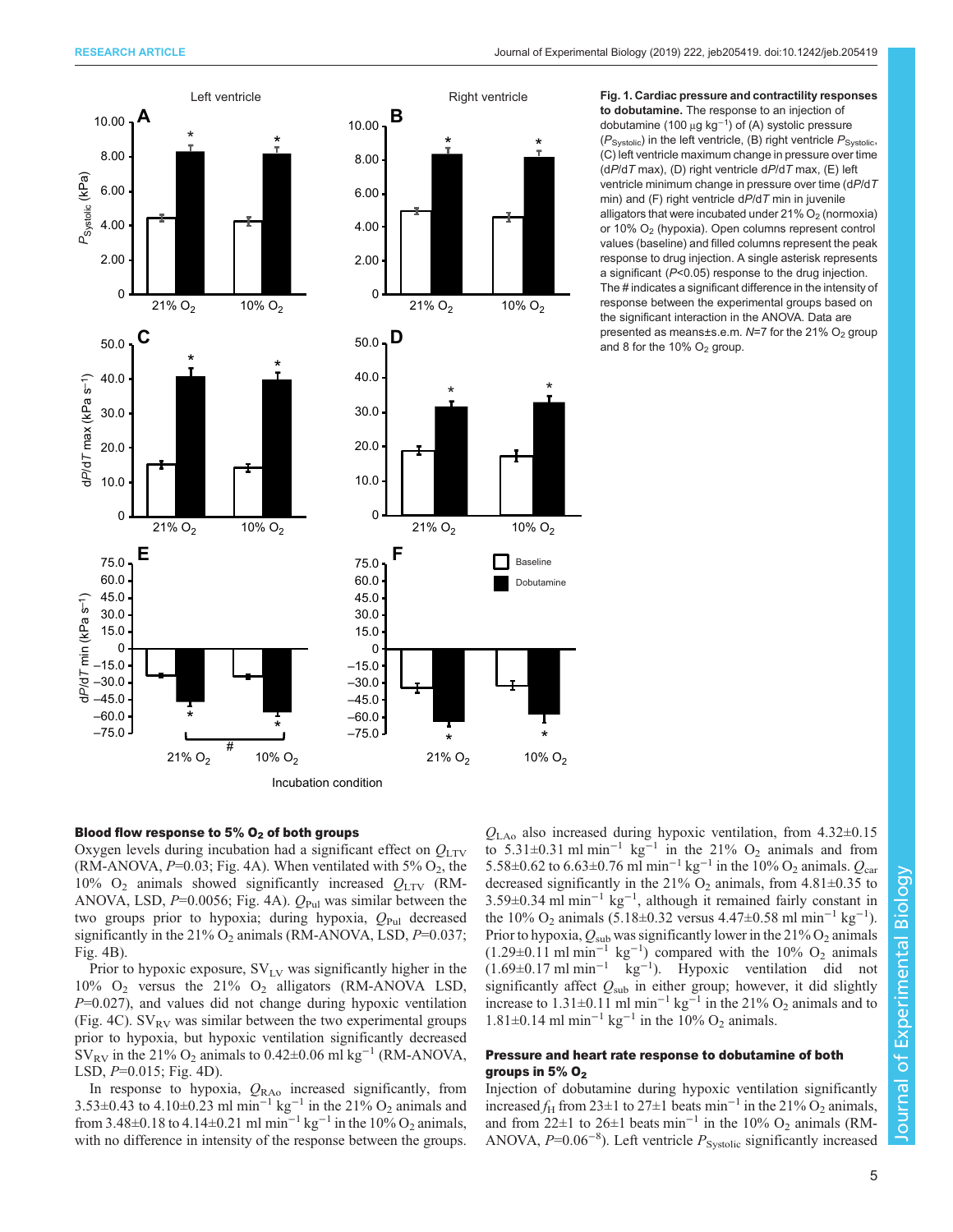**Fig. 1. Cardiac pressure and contractility responses to dobutamine.** The response to an injection of dobutamine (100 µg kg$^{-1}$) of (A) systolic pressure ($P_{Systolic}$) in the left ventricle, (B) right ventricle $P_{Systolic}$, (C) left ventricle maximum change in pressure over time (d*P*/d*T* max), (D) right ventricle d*P*/d*T* max, (E) left ventricle minimum change in pressure over time (d*P*/d*T* min) and (F) right ventricle d*P*/d*T* min in juvenile alligators that were incubated under 21% $O_2$ (normoxia) or 10% $O_2$ (hypoxia). Open columns represent control values (baseline) and filled columns represent the peak response to drug injection. A single asterisk represents a significant (*P*<0.05) response to the drug injection. The # indicates a significant difference in the intensity of response between the experimental groups based on the significant interaction in the ANOVA. Data are presented as means±s.e.m. *N*=7 for the 21% $O_2$ group and 8 for the 10% $O_2$ group.

### Blood flow response to 5% $O_2$ of both groups

Oxygen levels during incubation had a significant effect on $Q_{LTV}$ (RM-ANOVA, *P*=0.03; Fig. 4A). When ventilated with 5% $O_2$, the 10% $O_2$ animals showed significantly increased $Q_{LTV}$ (RM-ANOVA, LSD, *P*=0.0056; Fig. 4A). $Q_{Pul}$ was similar between the two groups prior to hypoxia; during hypoxia, $Q_{Pul}$ decreased significantly in the 21% $O_2$ animals (RM-ANOVA, LSD, *P*=0.037; Fig. 4B).

Prior to hypoxic exposure, $SV_{LV}$ was significantly higher in the 10% $O_2$ versus the 21% $O_2$ alligators (RM-ANOVA LSD, *P*=0.027), and values did not change during hypoxic ventilation (Fig. 4C). $SV_{RV}$ was similar between the two experimental groups prior to hypoxia, but hypoxic ventilation significantly decreased $SV_{RV}$ in the 21% $O_2$ animals to 0.42±0.06 ml kg$^{-1}$ (RM-ANOVA, LSD, *P*=0.015; Fig. 4D).

In response to hypoxia, $Q_{RAo}$ increased significantly, from 3.53±0.43 to 4.10±0.23 ml min$^{-1}$ kg$^{-1}$ in the 21% $O_2$ animals and from 3.48±0.18 to 4.14±0.21 ml min$^{-1}$ kg$^{-1}$ in the 10% $O_2$ animals, with no difference in intensity of the response between the groups. $Q_{LAo}$ also increased during hypoxic ventilation, from 4.32±0.15 to 5.31±0.31 ml min$^{-1}$ kg$^{-1}$ in the 21% $O_2$ animals and from 5.58±0.62 to 6.63±0.76 ml min$^{-1}$ kg$^{-1}$ in the 10% $O_2$ animals. $Q_{car}$ decreased significantly in the 21% $O_2$ animals, from 4.81±0.35 to 3.59±0.34 ml min$^{-1}$ kg$^{-1}$, although it remained fairly constant in the 10% $O_2$ animals (5.18±0.32 versus 4.47±0.58 ml min$^{-1}$ kg$^{-1}$). Prior to hypoxia, $Q_{sub}$ was significantly lower in the 21% $O_2$ animals (1.29±0.11 ml min$^{-1}$ kg$^{-1}$) compared with the 10% $O_2$ animals (1.69±0.17 ml min$^{-1}$ kg$^{-1}$). Hypoxic ventilation did not significantly affect $Q_{sub}$ in either group; however, it did slightly increase to 1.31±0.11 ml min$^{-1}$ kg$^{-1}$ in the 21% $O_2$ animals and to 1.81±0.14 ml min$^{-1}$ kg$^{-1}$ in the 10% $O_2$ animals.

### Pressure and heart rate response to dobutamine of both groups in 5% $O_2$

Injection of dobutamine during hypoxic ventilation significantly increased $f_H$ from 23±1 to 27±1 beats min$^{-1}$ in the 21% $O_2$ animals, and from 22±1 to 26±1 beats min$^{-1}$ in the 10% $O_2$ animals (RM-ANOVA, *P*=0.06$^{-8}$). Left ventricle $P_{Systolic}$ significantly increased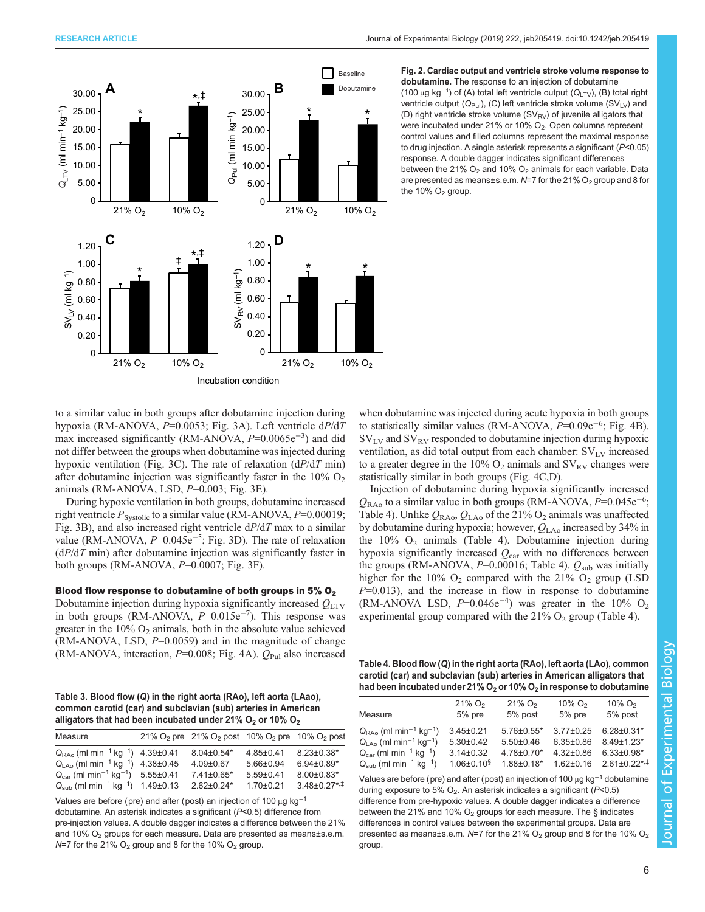Fig. 2. **Cardiac output and ventricle stroke volume response to dobutamine.** The response to an injection of dobutamine (100 µg kg$^{-1}$) of (A) total left ventricle output ($Q_{LTV}$), (B) total right ventricle output ($Q_{Pul}$), (C) left ventricle stroke volume ($SV_{LV}$) and (D) right ventricle stroke volume ($SV_{RV}$) of juvenile alligators that were incubated under 21% or 10% $O_2$. Open columns represent control values and filled columns represent the maximal response to drug injection. A single asterisk represents a significant ($P$<0.05) response. A double dagger indicates significant differences between the 21% $O_2$ and 10% $O_2$ animals for each variable. Data are presented as means±s.e.m. $N$=7 for the 21% $O_2$ group and 8 for the 10% $O_2$ group.

to a similar value in both groups after dobutamine injection during hypoxia (RM-ANOVA, $P$=0.0053; Fig. 3A). Left ventricle d$P$/d$T$ max increased significantly (RM-ANOVA, $P$=0.0065e$^{-3}$) and did not differ between the groups when dobutamine was injected during hypoxic ventilation (Fig. 3C). The rate of relaxation (d$P$/d$T$ min) after dobutamine injection was significantly faster in the 10% $O_2$ animals (RM-ANOVA, LSD, $P$=0.003; Fig. 3E).

During hypoxic ventilation in both groups, dobutamine increased right ventricle $P_{Systolic}$ to a similar value (RM-ANOVA, $P$=0.00019; Fig. 3B), and also increased right ventricle d$P$/d$T$ max to a similar value (RM-ANOVA, $P$=0.045e$^{-5}$; Fig. 3D). The rate of relaxation (d$P$/d$T$ min) after dobutamine injection was significantly faster in both groups (RM-ANOVA, $P$=0.0007; Fig. 3F).

### Blood flow response to dobutamine of both groups in 5% $O_2$

Dobutamine injection during hypoxia significantly increased $Q_{LTV}$ in both groups (RM-ANOVA, $P$=0.015e$^{-7}$). This response was greater in the 10% $O_2$ animals, both in the absolute value achieved (RM-ANOVA, LSD, $P$=0.0059) and in the magnitude of change (RM-ANOVA, interaction, $P$=0.008; Fig. 4A). $Q_{Pul}$ also increased when dobutamine was injected during acute hypoxia in both groups to statistically similar values (RM-ANOVA, $P$=0.09e$^{-6}$; Fig. 4B). $SV_{LV}$ and $SV_{RV}$ responded to dobutamine injection during hypoxic ventilation, as did total output from each chamber: $SV_{LV}$ increased to a greater degree in the 10% $O_2$ animals and $SV_{RV}$ changes were statistically similar in both groups (Fig. 4C,D).

Injection of dobutamine during hypoxia significantly increased $Q_{RAo}$ to a similar value in both groups (RM-ANOVA, $P$=0.045e$^{-6}$; Table 4). Unlike $Q_{RAo}$, $Q_{LAo}$ of the 21% $O_2$ animals was unaffected by dobutamine during hypoxia; however, $Q_{LAo}$ increased by 34% in the 10% $O_2$ animals (Table 4). Dobutamine injection during hypoxia significantly increased $Q_{car}$ with no differences between the groups (RM-ANOVA, $P$=0.00016; Table 4). $Q_{sub}$ was initially higher for the 10% $O_2$ compared with the 21% $O_2$ group (LSD $P$=0.013), and the increase in flow in response to dobutamine (RM-ANOVA LSD, $P$=0.046e$^{-4}$) was greater in the 10% $O_2$ experimental group compared with the 21% $O_2$ group (Table 4).

**Table 3. Blood flow ($Q$) in the right aorta (RAo), left aorta (LAao), common carotid (car) and subclavian (sub) arteries in American alligators that had been incubated under 21% $O_2$ or 10% $O_2$**

| Measure | 21% $O_2$ pre | 21% $O_2$ post | 10% $O_2$ pre | 10% $O_2$ post |
|---|---|---|---|---|
| $Q_{RAo}$ (ml min$^{-1}$ kg$^{-1}$) | 4.39±0.41 | 8.04±0.54* | 4.85±0.41 | 8.23±0.38* |
| $Q_{LAo}$ (ml min$^{-1}$ kg$^{-1}$) | 4.38±0.45 | 4.09±0.67 | 5.66±0.94 | 6.94±0.89* |
| $Q_{car}$ (ml min$^{-1}$ kg$^{-1}$) | 5.55±0.41 | 7.41±0.65* | 5.59±0.41 | 8.00±0.83* |
| $Q_{sub}$ (ml min$^{-1}$ kg$^{-1}$) | 1.49±0.13 | 2.62±0.24* | 1.70±0.21 | 3.48±0.27*,‡ |

Values are before (pre) and after (post) an injection of 100 µg kg$^{-1}$ dobutamine. An asterisk indicates a significant ($P$<0.5) difference from pre-injection values. A double dagger indicates a difference between the 21% and 10% $O_2$ groups for each measure. Data are presented as means±s.e.m. $N$=7 for the 21% $O_2$ group and 8 for the 10% $O_2$ group.

**Table 4. Blood flow ($Q$) in the right aorta (RAo), left aorta (LAo), common carotid (car) and subclavian (sub) arteries in American alligators that had been incubated under 21% $O_2$ or 10% $O_2$ in response to dobutamine**

| Measure | 21% $O_2$ 5% pre | 21% $O_2$ 5% post | 10% $O_2$ 5% pre | 10% $O_2$ 5% post |
|---|---|---|---|---|
| $Q_{RAo}$ (ml min$^{-1}$ kg$^{-1}$) | 3.45±0.21 | 5.76±0.55* | 3.77±0.25 | 6.28±0.31* |
| $Q_{LAo}$ (ml min$^{-1}$ kg$^{-1}$) | 5.30±0.42 | 5.50±0.46 | 6.35±0.86 | 8.49±1.23* |
| $Q_{car}$ (ml min$^{-1}$ kg$^{-1}$) | 3.14±0.32 | 4.78±0.70* | 4.32±0.86 | 6.33±0.98* |
| $Q_{sub}$ (ml min$^{-1}$ kg$^{-1}$) | 1.06±0.10§ | 1.88±0.18* | 1.62±0.16 | 2.61±0.22*,‡ |

Values are before (pre) and after (post) an injection of 100 µg kg$^{-1}$ dobutamine during exposure to 5% $O_2$. An asterisk indicates a significant ($P$<0.5) difference from pre-hypoxic values. A double dagger indicates a difference between the 21% and 10% $O_2$ groups for each measure. The § indicates differences in control values between the experimental groups. Data are presented as means±s.e.m. $N$=7 for the 21% $O_2$ group and 8 for the 10% $O_2$ group.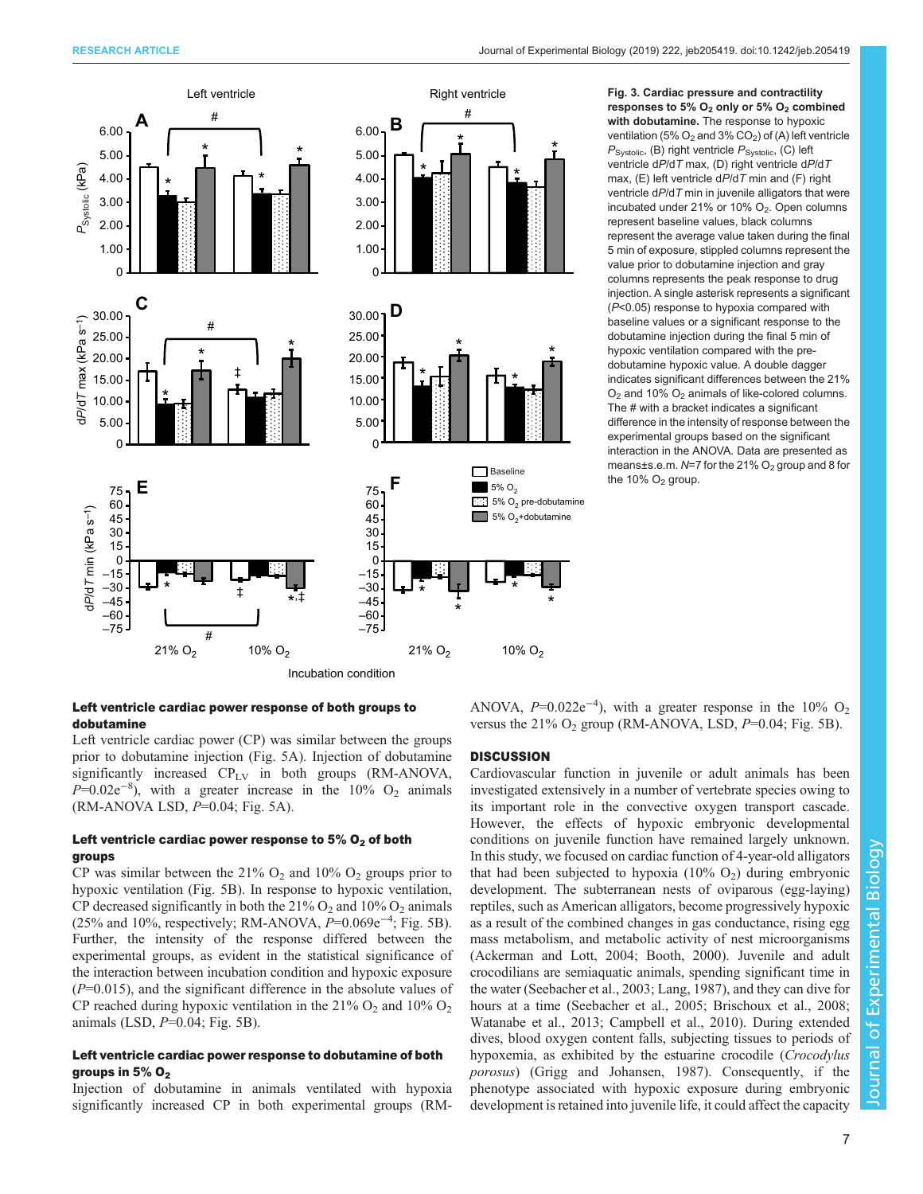**Fig. 3. Cardiac pressure and contractility responses to 5% $O_2$ only or 5% $O_2$ combined with dobutamine.** The response to hypoxic ventilation (5% $O_2$ and 3% $CO_2$) of (A) left ventricle $P_{Systolic}$, (B) right ventricle $P_{Systolic}$, (C) left ventricle d$P$/d$T$ max, (D) right ventricle d$P$/d$T$ max, (E) left ventricle d$P$/d$T$ min and (F) right ventricle d$P$/d$T$ min in juvenile alligators that were incubated under 21% or 10% $O_2$. Open columns represent baseline values, black columns represent the average value taken during the final 5 min of exposure, stippled columns represent the value prior to dobutamine injection and gray columns represents the peak response to drug injection. A single asterisk represents a significant ($P$<0.05) response to hypoxia compared with baseline values or a significant response to the dobutamine injection during the final 5 min of hypoxic ventilation compared with the pre-dobutamine hypoxic value. A double dagger indicates significant differences between the 21% $O_2$ and 10% $O_2$ animals of like-colored columns. The # with a bracket indicates a significant difference in the intensity of response between the experimental groups based on the significant interaction in the ANOVA. Data are presented as means±s.e.m. $N$=7 for the 21% $O_2$ group and 8 for the 10% $O_2$ group.

### Left ventricle cardiac power response of both groups to dobutamine

Left ventricle cardiac power (CP) was similar between the groups prior to dobutamine injection (Fig. 5A). Injection of dobutamine significantly increased $CP_{LV}$ in both groups (RM-ANOVA, $P$=0.02e$^{-8}$), with a greater increase in the 10% $O_2$ animals (RM-ANOVA LSD, $P$=0.04; Fig. 5A).

### Left ventricle cardiac power response to 5% $O_2$ of both groups

CP was similar between the 21% $O_2$ and 10% $O_2$ groups prior to hypoxic ventilation (Fig. 5B). In response to hypoxic ventilation, CP decreased significantly in both the 21% $O_2$ and 10% $O_2$ animals (25% and 10%, respectively; RM-ANOVA, $P$=0.069e$^{-4}$; Fig. 5B). Further, the intensity of the response differed between the experimental groups, as evident in the statistical significance of the interaction between incubation condition and hypoxic exposure ($P$=0.015), and the significant difference in the absolute values of CP reached during hypoxic ventilation in the 21% $O_2$ and 10% $O_2$ animals (LSD, $P$=0.04; Fig. 5B).

### Left ventricle cardiac power response to dobutamine of both groups in 5% $O_2$

Injection of dobutamine in animals ventilated with hypoxia significantly increased CP in both experimental groups (RM-ANOVA, $P$=0.022e$^{-4}$), with a greater response in the 10% $O_2$ versus the 21% $O_2$ group (RM-ANOVA, LSD, $P$=0.04; Fig. 5B).

## DISCUSSION

Cardiovascular function in juvenile or adult animals has been investigated extensively in a number of vertebrate species owing to its important role in the convective oxygen transport cascade. However, the effects of hypoxic embryonic developmental conditions on juvenile function have remained largely unknown. In this study, we focused on cardiac function of 4-year-old alligators that had been subjected to hypoxia (10% $O_2$) during embryonic development. The subterranean nests of oviparous (egg-laying) reptiles, such as American alligators, become progressively hypoxic as a result of the combined changes in gas conductance, rising egg mass metabolism, and metabolic activity of nest microorganisms (Ackerman and Lott, 2004; Booth, 2000). Juvenile and adult crocodilians are semiaquatic animals, spending significant time in the water (Seebacher et al., 2003; Lang, 1987), and they can dive for hours at a time (Seebacher et al., 2005; Brischoux et al., 2008; Watanabe et al., 2013; Campbell et al., 2010). During extended dives, blood oxygen content falls, subjecting tissues to periods of hypoxemia, as exhibited by the estuarine crocodile (*Crocodylus porosus*) (Grigg and Johansen, 1987). Consequently, if the phenotype associated with hypoxic exposure during embryonic development is retained into juvenile life, it could affect the capacity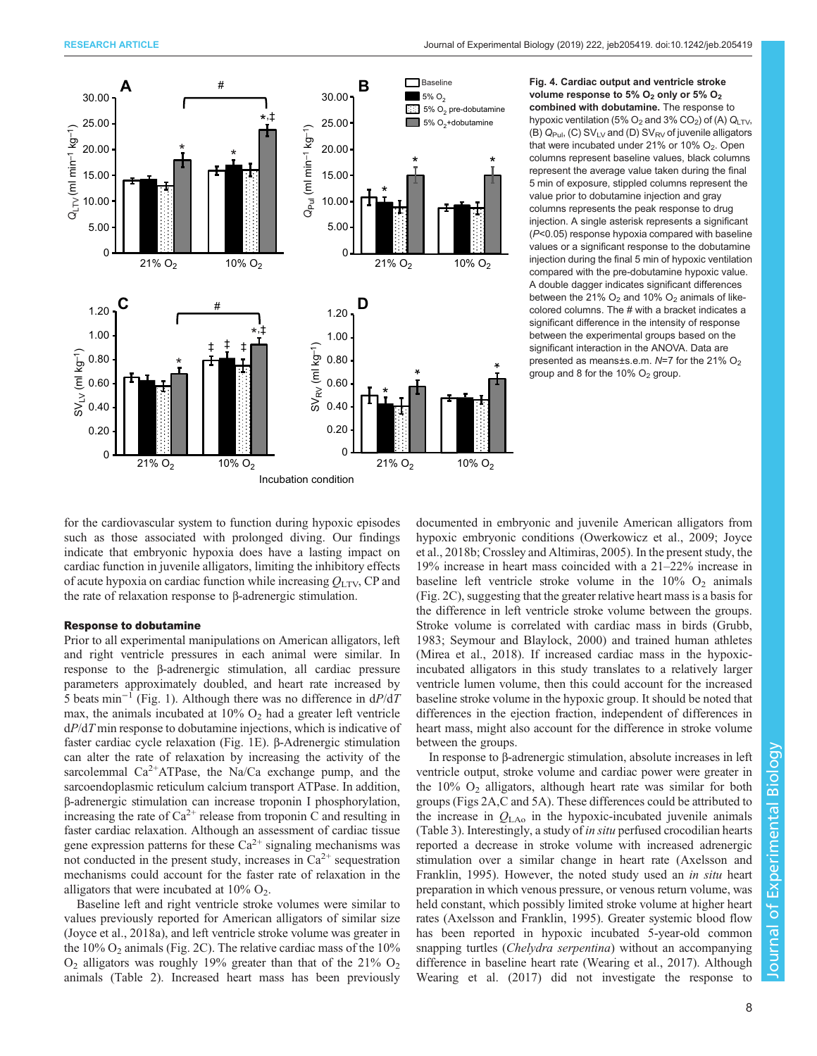**Fig. 4. Cardiac output and ventricle stroke volume response to 5% $O_2$ only or 5% $O_2$ combined with dobutamine.** The response to hypoxic ventilation (5% $O_2$ and 3% $CO_2$) of (A) $Q_{LTV}$, (B) $Q_{Pul}$, (C) $SV_{LV}$ and (D) $SV_{RV}$ of juvenile alligators that were incubated under 21% or 10% $O_2$. Open columns represent baseline values, black columns represent the average value taken during the final 5 min of exposure, stippled columns represent the value prior to dobutamine injection and gray columns represents the peak response to drug injection. A single asterisk represents a significant ($P$<0.05) response hypoxia compared with baseline values or a significant response to the dobutamine injection during the final 5 min of hypoxic ventilation compared with the pre-dobutamine hypoxic value. A double dagger indicates significant differences between the 21% $O_2$ and 10% $O_2$ animals of like-colored columns. The # with a bracket indicates a significant difference in the intensity of response between the experimental groups based on the significant interaction in the ANOVA. Data are presented as means±s.e.m. $N$=7 for the 21% $O_2$ group and 8 for the 10% $O_2$ group.

for the cardiovascular system to function during hypoxic episodes such as those associated with prolonged diving. Our findings indicate that embryonic hypoxia does have a lasting impact on cardiac function in juvenile alligators, limiting the inhibitory effects of acute hypoxia on cardiac function while increasing $Q_{LTV}$, CP and the rate of relaxation response to β-adrenergic stimulation.

### Response to dobutamine

Prior to all experimental manipulations on American alligators, left and right ventricle pressures in each animal were similar. In response to the β-adrenergic stimulation, all cardiac pressure parameters approximately doubled, and heart rate increased by 5 beats $min^{-1}$ (Fig. 1). Although there was no difference in d$P$/d$T$ max, the animals incubated at 10% $O_2$ had a greater left ventricle d$P$/d$T$ min response to dobutamine injections, which is indicative of faster cardiac cycle relaxation (Fig. 1E). β-Adrenergic stimulation can alter the rate of relaxation by increasing the activity of the sarcolemmal $Ca^{2+}$ATPase, the Na/Ca exchange pump, and the sarcoendoplasmic reticulum calcium transport ATPase. In addition, β-adrenergic stimulation can increase troponin I phosphorylation, increasing the rate of $Ca^{2+}$ release from troponin C and resulting in faster cardiac relaxation. Although an assessment of cardiac tissue gene expression patterns for these $Ca^{2+}$ signaling mechanisms was not conducted in the present study, increases in $Ca^{2+}$ sequestration mechanisms could account for the faster rate of relaxation in the alligators that were incubated at 10% $O_2$.

Baseline left and right ventricle stroke volumes were similar to values previously reported for American alligators of similar size (Joyce et al., 2018a), and left ventricle stroke volume was greater in the 10% $O_2$ animals (Fig. 2C). The relative cardiac mass of the 10% $O_2$ alligators was roughly 19% greater than that of the 21% $O_2$ animals (Table 2). Increased heart mass has been previously documented in embryonic and juvenile American alligators from hypoxic embryonic conditions (Owerkowicz et al., 2009; Joyce et al., 2018b; Crossley and Altimiras, 2005). In the present study, the 19% increase in heart mass coincided with a 21–22% increase in baseline left ventricle stroke volume in the 10% $O_2$ animals (Fig. 2C), suggesting that the greater relative heart mass is a basis for the difference in left ventricle stroke volume between the groups. Stroke volume is correlated with cardiac mass in birds (Grubb, 1983; Seymour and Blaylock, 2000) and trained human athletes (Mirea et al., 2018). If increased cardiac mass in the hypoxic-incubated alligators in this study translates to a relatively larger ventricle lumen volume, then this could account for the increased baseline stroke volume in the hypoxic group. It should be noted that differences in the ejection fraction, independent of differences in heart mass, might also account for the difference in stroke volume between the groups.

In response to β-adrenergic stimulation, absolute increases in left ventricle output, stroke volume and cardiac power were greater in the 10% $O_2$ alligators, although heart rate was similar for both groups (Figs 2A,C and 5A). These differences could be attributed to the increase in $Q_{LAo}$ in the hypoxic-incubated juvenile animals (Table 3). Interestingly, a study of *in situ* perfused crocodilian hearts reported a decrease in stroke volume with increased adrenergic stimulation over a similar change in heart rate (Axelsson and Franklin, 1995). However, the noted study used an *in situ* heart preparation in which venous pressure, or venous return volume, was held constant, which possibly limited stroke volume at higher heart rates (Axelsson and Franklin, 1995). Greater systemic blood flow has been reported in hypoxic incubated 5-year-old common snapping turtles (*Chelydra serpentina*) without an accompanying difference in baseline heart rate (Wearing et al., 2017). Although Wearing et al. (2017) did not investigate the response to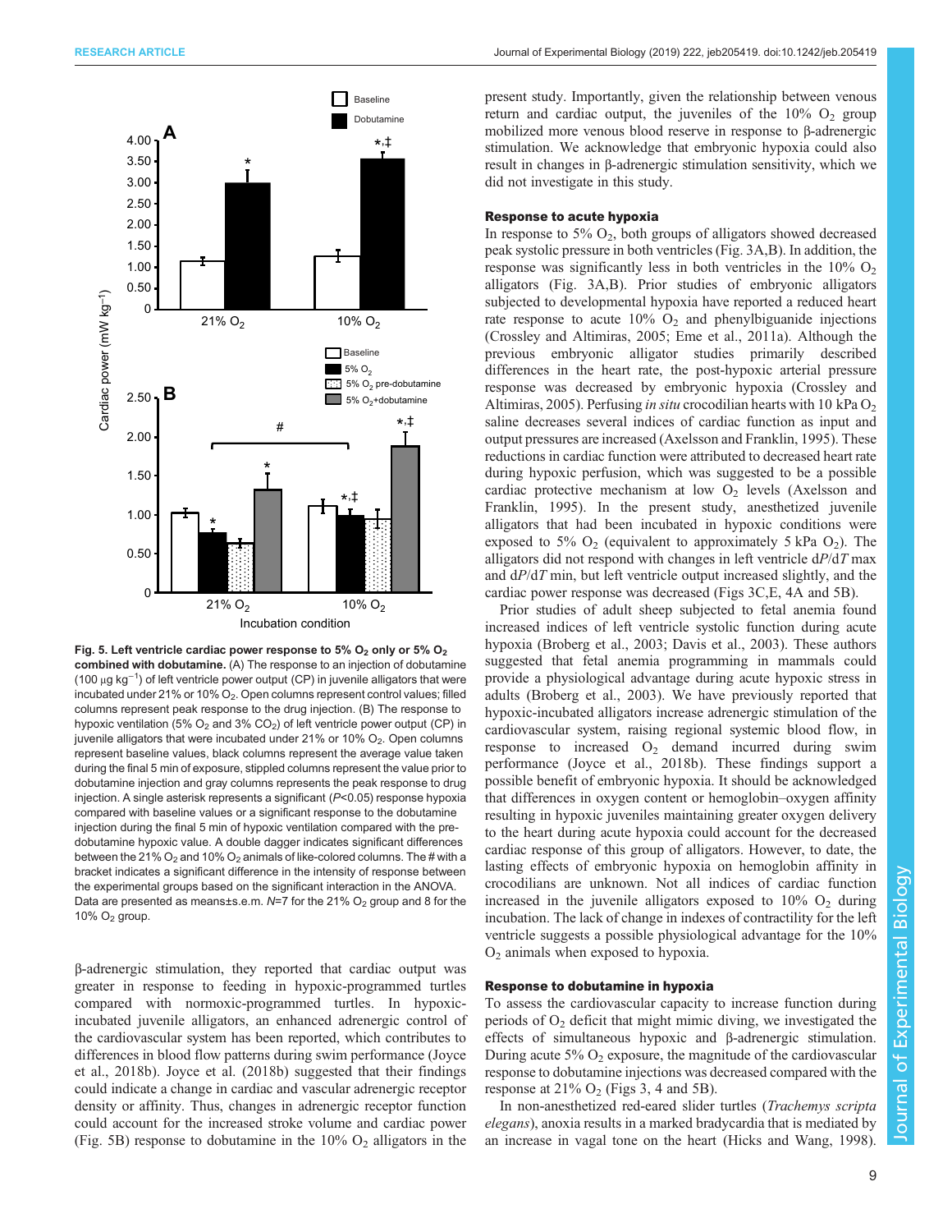Fig. 5. Left ventricle cardiac power response to 5% $O_2$ only or 5% $O_2$ combined with dobutamine. (A) The response to an injection of dobutamine (100 μg $kg^{-1}$) of left ventricle power output (CP) in juvenile alligators that were incubated under 21% or 10% $O_2$. Open columns represent control values; filled columns represent peak response to the drug injection. (B) The response to hypoxic ventilation (5% $O_2$ and 3% $CO_2$) of left ventricle power output (CP) in juvenile alligators that were incubated under 21% or 10% $O_2$. Open columns represent baseline values, black columns represent the average value taken during the final 5 min of exposure, stippled columns represent the value prior to dobutamine injection and gray columns represents the peak response to drug injection. A single asterisk represents a significant ($P$<0.05) response hypoxia compared with baseline values or a significant response to the dobutamine injection during the final 5 min of hypoxic ventilation compared with the pre-dobutamine hypoxic value. A double dagger indicates significant differences between the 21% $O_2$ and 10% $O_2$ animals of like-colored columns. The # with a bracket indicates a significant difference in the intensity of response between the experimental groups based on the significant interaction in the ANOVA. Data are presented as means±s.e.m. $N$=7 for the 21% $O_2$ group and 8 for the 10% $O_2$ group.

β-adrenergic stimulation, they reported that cardiac output was greater in response to feeding in hypoxic-programmed turtles compared with normoxic-programmed turtles. In hypoxic-incubated juvenile alligators, an enhanced adrenergic control of the cardiovascular system has been reported, which contributes to differences in blood flow patterns during swim performance (Joyce et al., 2018b). Joyce et al. (2018b) suggested that their findings could indicate a change in cardiac and vascular adrenergic receptor density or affinity. Thus, changes in adrenergic receptor function could account for the increased stroke volume and cardiac power (Fig. 5B) response to dobutamine in the 10% $O_2$ alligators in the present study. Importantly, given the relationship between venous return and cardiac output, the juveniles of the 10% $O_2$ group mobilized more venous blood reserve in response to β-adrenergic stimulation. We acknowledge that embryonic hypoxia could also result in changes in β-adrenergic stimulation sensitivity, which we did not investigate in this study.

### Response to acute hypoxia

In response to 5% $O_2$, both groups of alligators showed decreased peak systolic pressure in both ventricles (Fig. 3A,B). In addition, the response was significantly less in both ventricles in the 10% $O_2$ alligators (Fig. 3A,B). Prior studies of embryonic alligators subjected to developmental hypoxia have reported a reduced heart rate response to acute 10% $O_2$ and phenylbiguanide injections (Crossley and Altimiras, 2005; Eme et al., 2011a). Although the previous embryonic alligator studies primarily described differences in the heart rate, the post-hypoxic arterial pressure response was decreased by embryonic hypoxia (Crossley and Altimiras, 2005). Perfusing *in situ* crocodilian hearts with 10 kPa $O_2$ saline decreases several indices of cardiac function as input and output pressures are increased (Axelsson and Franklin, 1995). These reductions in cardiac function were attributed to decreased heart rate during hypoxic perfusion, which was suggested to be a possible cardiac protective mechanism at low $O_2$ levels (Axelsson and Franklin, 1995). In the present study, anesthetized juvenile alligators that had been incubated in hypoxic conditions were exposed to 5% $O_2$ (equivalent to approximately 5 kPa $O_2$). The alligators did not respond with changes in left ventricle $dP/dT$ max and $dP/dT$ min, but left ventricle output increased slightly, and the cardiac power response was decreased (Figs 3C,E, 4A and 5B).

Prior studies of adult sheep subjected to fetal anemia found increased indices of left ventricle systolic function during acute hypoxia (Broberg et al., 2003; Davis et al., 2003). These authors suggested that fetal anemia programming in mammals could provide a physiological advantage during acute hypoxic stress in adults (Broberg et al., 2003). We have previously reported that hypoxic-incubated alligators increase adrenergic stimulation of the cardiovascular system, raising regional systemic blood flow, in response to increased $O_2$ demand incurred during swim performance (Joyce et al., 2018b). These findings support a possible benefit of embryonic hypoxia. It should be acknowledged that differences in oxygen content or hemoglobin–oxygen affinity resulting in hypoxic juveniles maintaining greater oxygen delivery to the heart during acute hypoxia could account for the decreased cardiac response of this group of alligators. However, to date, the lasting effects of embryonic hypoxia on hemoglobin affinity in crocodilians are unknown. Not all indices of cardiac function increased in the juvenile alligators exposed to 10% $O_2$ during incubation. The lack of change in indexes of contractility for the left ventricle suggests a possible physiological advantage for the 10% $O_2$ animals when exposed to hypoxia.

### Response to dobutamine in hypoxia

To assess the cardiovascular capacity to increase function during periods of $O_2$ deficit that might mimic diving, we investigated the effects of simultaneous hypoxic and β-adrenergic stimulation. During acute 5% $O_2$ exposure, the magnitude of the cardiovascular response to dobutamine injections was decreased compared with the response at 21% $O_2$ (Figs 3, 4 and 5B).

In non-anesthetized red-eared slider turtles (*Trachemys scripta elegans*), anoxia results in a marked bradycardia that is mediated by an increase in vagal tone on the heart (Hicks and Wang, 1998).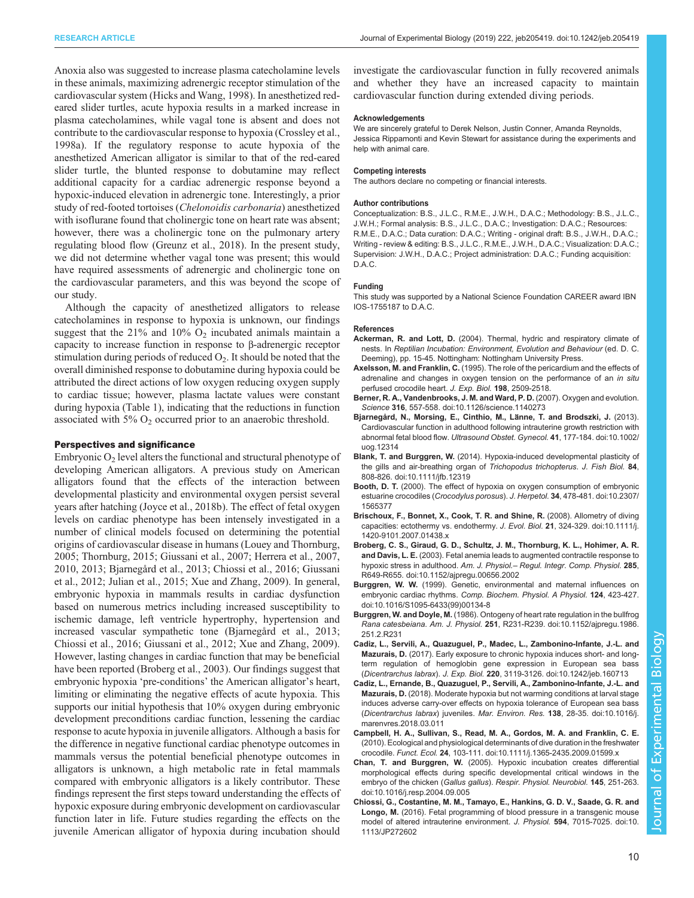Anoxia also was suggested to increase plasma catecholamine levels in these animals, maximizing adrenergic receptor stimulation of the cardiovascular system (Hicks and Wang, 1998). In anesthetized red-eared slider turtles, acute hypoxia results in a marked increase in plasma catecholamines, while vagal tone is absent and does not contribute to the cardiovascular response to hypoxia (Crossley et al., 1998a). If the regulatory response to acute hypoxia of the anesthetized American alligator is similar to that of the red-eared slider turtle, the blunted response to dobutamine may reflect additional capacity for a cardiac adrenergic response beyond a hypoxic-induced elevation in adrenergic tone. Interestingly, a prior study of red-footed tortoises (*Chelonoidis carbonaria*) anesthetized with isoflurane found that cholinergic tone on heart rate was absent; however, there was a cholinergic tone on the pulmonary artery regulating blood flow (Greunz et al., 2018). In the present study, we did not determine whether vagal tone was present; this would have required assessments of adrenergic and cholinergic tone on the cardiovascular parameters, and this was beyond the scope of our study.

Although the capacity of anesthetized alligators to release catecholamines in response to hypoxia is unknown, our findings suggest that the 21% and 10% $O_2$ incubated animals maintain a capacity to increase function in response to β-adrenergic receptor stimulation during periods of reduced $O_2$. It should be noted that the overall diminished response to dobutamine during hypoxia could be attributed the direct actions of low oxygen reducing oxygen supply to cardiac tissue; however, plasma lactate values were constant during hypoxia (Table 1), indicating that the reductions in function associated with 5% $O_2$ occurred prior to an anaerobic threshold.

### Perspectives and significance

Embryonic $O_2$ level alters the functional and structural phenotype of developing American alligators. A previous study on American alligators found that the effects of the interaction between developmental plasticity and environmental oxygen persist several years after hatching (Joyce et al., 2018b). The effect of fetal oxygen levels on cardiac phenotype has been intensely investigated in a number of clinical models focused on determining the potential origins of cardiovascular disease in humans (Louey and Thornburg, 2005; Thornburg, 2015; Giussani et al., 2007; Herrera et al., 2007, 2010, 2013; Bjarnegård et al., 2013; Chiossi et al., 2016; Giussani et al., 2012; Julian et al., 2015; Xue and Zhang, 2009). In general, embryonic hypoxia in mammals results in cardiac dysfunction based on numerous metrics including increased susceptibility to ischemic damage, left ventricle hypertrophy, hypertension and increased vascular sympathetic tone (Bjarnegård et al., 2013; Chiossi et al., 2016; Giussani et al., 2012; Xue and Zhang, 2009). However, lasting changes in cardiac function that may be beneficial have been reported (Broberg et al., 2003). Our findings suggest that embryonic hypoxia 'pre-conditions' the American alligator's heart, limiting or eliminating the negative effects of acute hypoxia. This supports our initial hypothesis that 10% oxygen during embryonic development preconditions cardiac function, lessening the cardiac response to acute hypoxia in juvenile alligators. Although a basis for the difference in negative functional cardiac phenotype outcomes in mammals versus the potential beneficial phenotype outcomes in alligators is unknown, a high metabolic rate in fetal mammals compared with embryonic alligators is a likely contributor. These findings represent the first steps toward understanding the effects of hypoxic exposure during embryonic development on cardiovascular function later in life. Future studies regarding the effects on the juvenile American alligator of hypoxia during incubation should investigate the cardiovascular function in fully recovered animals and whether they have an increased capacity to maintain cardiovascular function during extended diving periods.

#### Acknowledgements

We are sincerely grateful to Derek Nelson, Justin Conner, Amanda Reynolds, Jessica Rippamonti and Kevin Stewart for assistance during the experiments and help with animal care.

#### Competing interests

The authors declare no competing or financial interests.

#### Author contributions

Conceptualization: B.S., J.L.C., R.M.E., J.W.H., D.A.C.; Methodology: B.S., J.L.C., J.W.H.; Formal analysis: B.S., J.L.C., D.A.C.; Investigation: D.A.C.; Resources: R.M.E., D.A.C.; Data curation: D.A.C.; Writing - original draft: B.S., J.W.H., D.A.C.; Writing - review & editing: B.S., J.L.C., R.M.E., J.W.H., D.A.C.; Visualization: D.A.C.; Supervision: J.W.H., D.A.C.; Project administration: D.A.C.; Funding acquisition: D.A.C.

#### Funding

This study was supported by a National Science Foundation CAREER award IBN IOS-1755187 to D.A.C.

#### References

**Ackerman, R. and Lott, D.** (2004). Thermal, hydric and respiratory climate of nests. In *Reptilian Incubation: Environment, Evolution and Behaviour* (ed. D. C. Deeming), pp. 15-45. Nottingham: Nottingham University Press.

**Axelsson, M. and Franklin, C.** (1995). The role of the pericardium and the effects of adrenaline and changes in oxygen tension on the performance of an *in situ* perfused crocodile heart. *J. Exp. Biol.* **198**, 2509-2518.

**Berner, R. A., Vandenbrooks, J. M. and Ward, P. D.** (2007). Oxygen and evolution. *Science* **316**, 557-558. doi:10.1126/science.1140273

**Bjarnegård, N., Morsing, E., Cinthio, M., Länne, T. and Brodszki, J.** (2013). Cardiovascular function in adulthood following intrauterine growth restriction with abnormal fetal blood flow. *Ultrasound Obstet. Gynecol.* **41**, 177-184. doi:10.1002/uog.12314

**Blank, T. and Burggren, W.** (2014). Hypoxia-induced developmental plasticity of the gills and air-breathing organ of *Trichopodus trichopterus*. *J. Fish Biol.* **84**, 808-826. doi:10.1111/jfb.12319

**Booth, D. T.** (2000). The effect of hypoxia on oxygen consumption of embryonic estuarine crocodiles (*Crocodylus porosus*). *J. Herpetol.* **34**, 478-481. doi:10.2307/1565377

**Brischoux, F., Bonnet, X., Cook, T. R. and Shine, R.** (2008). Allometry of diving capacities: ectothermy vs. endothermy. *J. Evol. Biol.* **21**, 324-329. doi:10.1111/j.1420-9101.2007.01438.x

**Broberg, C. S., Giraud, G. D., Schultz, J. M., Thornburg, K. L., Hohimer, A. R. and Davis, L. E.** (2003). Fetal anemia leads to augmented contractile response to hypoxic stress in adulthood. *Am. J. Physiol.– Regul. Integr. Comp. Physiol.* **285**, R649-R655. doi:10.1152/ajpregu.00656.2002

**Burggren, W. W.** (1999). Genetic, environmental and maternal influences on embryonic cardiac rhythms. *Comp. Biochem. Physiol. A Physiol.* **124**, 423-427. doi:10.1016/S1095-6433(99)00134-8

**Burggren, W. and Doyle, M.** (1986). Ontogeny of heart rate regulation in the bullfrog *Rana catesbeiana*. *Am. J. Physiol.* **251**, R231-R239. doi:10.1152/ajpregu.1986.251.2.R231

**Cadiz, L., Servili, A., Quazuguel, P., Madec, L., Zambonino-Infante, J.-L. and Mazurais, D.** (2017). Early exposure to chronic hypoxia induces short- and long-term regulation of hemoglobin gene expression in European sea bass (*Dicentrarchus labrax*). *J. Exp. Biol.* **220**, 3119-3126. doi:10.1242/jeb.160713

**Cadiz, L., Ernande, B., Quazuguel, P., Servili, A., Zambonino-Infante, J.-L. and Mazurais, D.** (2018). Moderate hypoxia but not warming conditions at larval stage induces adverse carry-over effects on hypoxia tolerance of European sea bass (*Dicentrarchus labrax*) juveniles. *Mar. Environ. Res.* **138**, 28-35. doi:10.1016/j.marenvres.2018.03.011

**Campbell, H. A., Sullivan, S., Read, M. A., Gordos, M. A. and Franklin, C. E.** (2010). Ecological and physiological determinants of dive duration in the freshwater crocodile. *Funct. Ecol.* **24**, 103-111. doi:10.1111/j.1365-2435.2009.01599.x

**Chan, T. and Burggren, W.** (2005). Hypoxic incubation creates differential morphological effects during specific developmental critical windows in the embryo of the chicken (*Gallus gallus*). *Respir. Physiol. Neurobiol.* **145**, 251-263. doi:10.1016/j.resp.2004.09.005

**Chiossi, G., Costantine, M. M., Tamayo, E., Hankins, G. D. V., Saade, G. R. and Longo, M.** (2016). Fetal programming of blood pressure in a transgenic mouse model of altered intrauterine environment. *J. Physiol.* **594**, 7015-7025. doi:10.1113/JP272602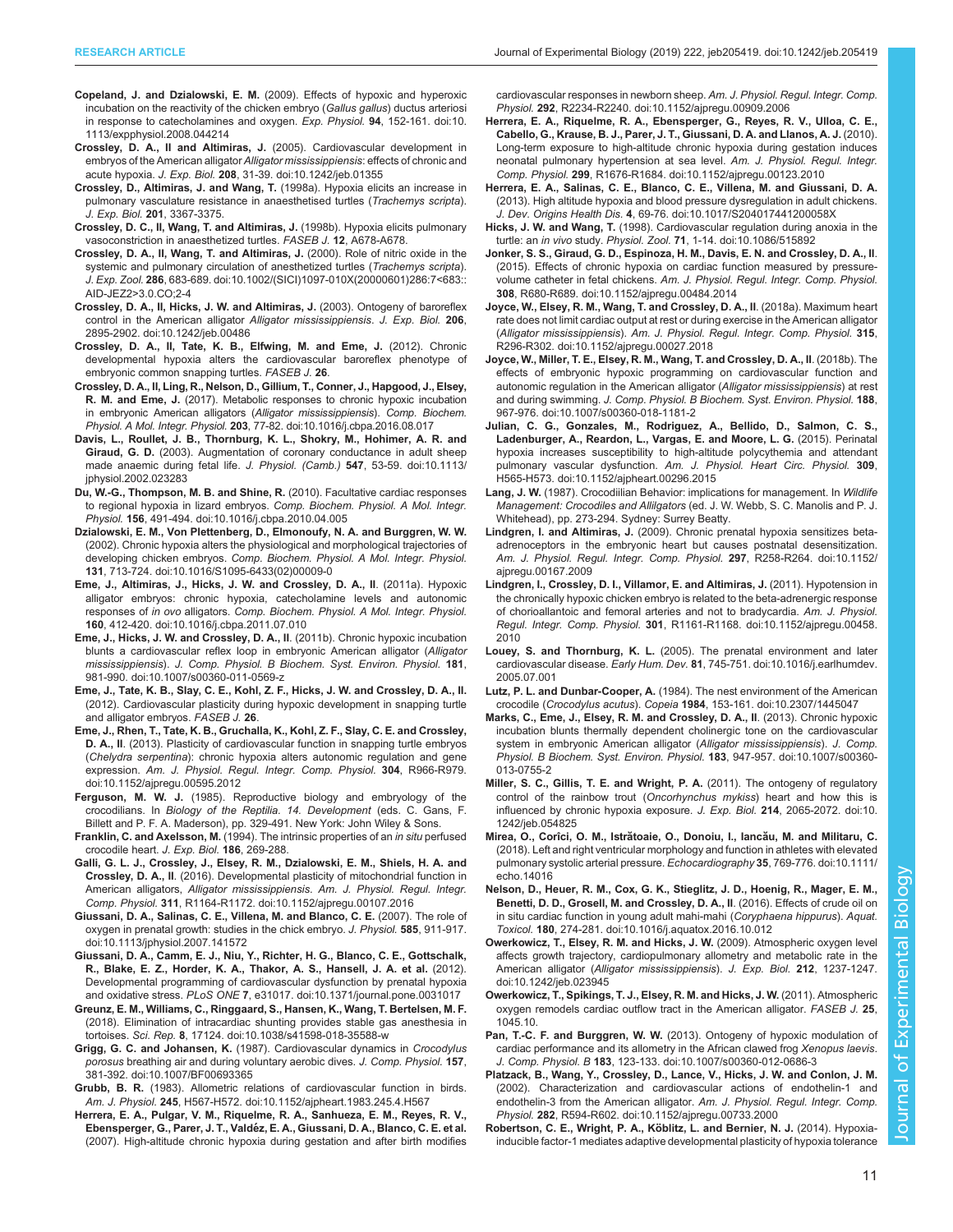**Copeland, J. and Dzialowski, E. M.** (2009). Effects of hypoxic and hyperoxic incubation on the reactivity of the chicken embryo (*Gallus gallus*) ductus arteriosi in response to catecholamines and oxygen. *Exp. Physiol.* **94**, 152-161. doi:10.1113/expphysiol.2008.044214

**Crossley, D. A., II and Altimiras, J.** (2005). Cardiovascular development in embryos of the American alligator *Alligator mississippiensis*: effects of chronic and acute hypoxia. *J. Exp. Biol.* **208**, 31-39. doi:10.1242/jeb.01355

**Crossley, D., Altimiras, J. and Wang, T.** (1998a). Hypoxia elicits an increase in pulmonary vasculature resistance in anaesthetised turtles (*Trachemys scripta*). *J. Exp. Biol.* **201**, 3367-3375.

**Crossley, D. C., II, Wang, T. and Altimiras, J.** (1998b). Hypoxia elicits pulmonary vasoconstriction in anaesthetized turtles. *FASEB J.* **12**, A678-A678.

**Crossley, D. A., II, Wang, T. and Altimiras, J.** (2000). Role of nitric oxide in the systemic and pulmonary circulation of anesthetized turtles (*Trachemys scripta*). *J. Exp. Zool.* **286**, 683-689. doi:10.1002/(SICI)1097-010X(20000601)286:7<683::AID-JEZ2>3.0.CO;2-4

**Crossley, D. A., II, Hicks, J. W. and Altimiras, J.** (2003). Ontogeny of baroreflex control in the American alligator *Alligator mississippiensis*. *J. Exp. Biol.* **206**, 2895-2902. doi:10.1242/jeb.00486

**Crossley, D. A., II, Tate, K. B., Elfwing, M. and Eme, J.** (2012). Chronic developmental hypoxia alters the cardiovascular baroreflex phenotype of embryonic common snapping turtles. *FASEB J.* **26**.

**Crossley, D. A., II, Ling, R., Nelson, D., Gillium, T., Conner, J., Hapgood, J., Elsey, R. M. and Eme, J.** (2017). Metabolic responses to chronic hypoxic incubation in embryonic American alligators (*Alligator mississippiensis*). *Comp. Biochem. Physiol. A Mol. Integr. Physiol.* **203**, 77-82. doi:10.1016/j.cbpa.2016.08.017

**Davis, L., Roullet, J. B., Thornburg, K. L., Shokry, M., Hohimer, A. R. and Giraud, G. D.** (2003). Augmentation of coronary conductance in adult sheep made anaemic during fetal life. *J. Physiol. (Camb.)* **547**, 53-59. doi:10.1113/jphysiol.2002.023283

**Du, W.-G., Thompson, M. B. and Shine, R.** (2010). Facultative cardiac responses to regional hypoxia in lizard embryos. *Comp. Biochem. Physiol. A Mol. Integr. Physiol.* **156**, 491-494. doi:10.1016/j.cbpa.2010.04.005

**Dzialowski, E. M., Von Plettenberg, D., Elmonoufy, N. A. and Burggren, W. W.** (2002). Chronic hypoxia alters the physiological and morphological trajectories of developing chicken embryos. *Comp. Biochem. Physiol. A Mol. Integr. Physiol.* **131**, 713-724. doi:10.1016/S1095-6433(02)00009-0

**Eme, J., Altimiras, J., Hicks, J. W. and Crossley, D. A., II** (2011a). Hypoxic alligator embryos: chronic hypoxia, catecholamine levels and autonomic responses of *in ovo* alligators. *Comp. Biochem. Physiol. A Mol. Integr. Physiol.* **160**, 412-420. doi:10.1016/j.cbpa.2011.07.010

**Eme, J., Hicks, J. W. and Crossley, D. A., II** (2011b). Chronic hypoxic incubation blunts a cardiovascular reflex loop in embryonic American alligator (*Alligator mississippiensis*). *J. Comp. Physiol. B Biochem. Syst. Environ. Physiol.* **181**, 981-990. doi:10.1007/s00360-011-0569-z

**Eme, J., Tate, K. B., Slay, C. E., Kohl, Z. F., Hicks, J. W. and Crossley, D. A., II.** (2012). Cardiovascular plasticity during hypoxic development in snapping turtle and alligator embryos. *FASEB J.* **26**.

**Eme, J., Rhen, T., Tate, K. B., Gruchalla, K., Kohl, Z. F., Slay, C. E. and Crossley, D. A., II.** (2013). Plasticity of cardiovascular function in snapping turtle embryos (*Chelydra serpentina*): chronic hypoxia alters autonomic regulation and gene expression. *Am. J. Physiol. Regul. Integr. Comp. Physiol.* **304**, R966-R979. doi:10.1152/ajpregu.00595.2012

**Ferguson, M. W. J.** (1985). Reproductive biology and embryology of the crocodilians. In *Biology of the Reptilia. 14. Development* (eds. C. Gans, F. Billett and P. F. A. Maderson), pp. 329-491. New York: John Wiley & Sons.

**Franklin, C. and Axelsson, M.** (1994). The intrinsic properties of an *in situ* perfused crocodile heart. *J. Exp. Biol.* **186**, 269-288.

**Galli, G. L. J., Crossley, J., Elsey, R. M., Dzialowski, E. M., Shiels, H. A. and Crossley, D. A., II.** (2016). Developmental plasticity of mitochondrial function in American alligators, *Alligator mississippiensis*. *Am. J. Physiol. Regul. Integr. Comp. Physiol.* **311**, R1164-R1172. doi:10.1152/ajpregu.00107.2016

**Giussani, D. A., Salinas, C. E., Villena, M. and Blanco, C. E.** (2007). The role of oxygen in prenatal growth: studies in the chick embryo. *J. Physiol.* **585**, 911-917. doi:10.1113/jphysiol.2007.141572

**Giussani, D. A., Camm, E. J., Niu, Y., Richter, H. G., Blanco, C. E., Gottschalk, R., Blake, E. Z., Horder, K. A., Thakor, A. S., Hansell, J. A. et al.** (2012). Developmental programming of cardiovascular dysfunction by prenatal hypoxia and oxidative stress. *PLoS ONE* **7**, e31017. doi:10.1371/journal.pone.0031017

**Greunz, E. M., Williams, C., Ringgaard, S., Hansen, K., Wang, T. Bertelsen, M. F.** (2018). Elimination of intracardiac shunting provides stable gas anesthesia in tortoises. *Sci. Rep.* **8**, 17124. doi:10.1038/s41598-018-35588-w

**Grigg, G. C. and Johansen, K.** (1987). Cardiovascular dynamics in *Crocodylus porosus* breathing air and during voluntary aerobic dives. *J. Comp. Physiol.* **157**, 381-392. doi:10.1007/BF00693365

**Grubb, B. R.** (1983). Allometric relations of cardiovascular function in birds. *Am. J. Physiol.* **245**, H567-H572. doi:10.1152/ajpheart.1983.245.4.H567

**Herrera, E. A., Pulgar, V. M., Riquelme, R. A., Sanhueza, E. M., Reyes, R. V., Ebensperger, G., Parer, J. T., Valdéz, E. A., Giussani, D. A., Blanco, C. E. et al.** (2007). High-altitude chronic hypoxia during gestation and after birth modifies cardiovascular responses in newborn sheep. *Am. J. Physiol. Regul. Integr. Comp. Physiol.* **292**, R2234-R2240. doi:10.1152/ajpregu.00909.2006

**Herrera, E. A., Riquelme, R. A., Ebensperger, G., Reyes, R. V., Ulloa, C. E., Cabello, G., Krause, B. J., Parer, J. T., Giussani, D. A. and Llanos, A. J.** (2010). Long-term exposure to high-altitude chronic hypoxia during gestation induces neonatal pulmonary hypertension at sea level. *Am. J. Physiol. Regul. Integr. Comp. Physiol.* **299**, R1676-R1684. doi:10.1152/ajpregu.00123.2010

**Herrera, E. A., Salinas, C. E., Blanco, C. E., Villena, M. and Giussani, D. A.** (2013). High altitude hypoxia and blood pressure dysregulation in adult chickens. *J. Dev. Origins Health Dis.* **4**, 69-76. doi:10.1017/S204017441200058X

**Hicks, J. W. and Wang, T.** (1998). Cardiovascular regulation during anoxia in the turtle: an *in vivo* study. *Physiol. Zool.* **71**, 1-14. doi:10.1086/515892

**Jonker, S. S., Giraud, G. D., Espinoza, H. M., Davis, E. N. and Crossley, D. A., II.** (2015). Effects of chronic hypoxia on cardiac function measured by pressure-volume catheter in fetal chickens. *Am. J. Physiol. Regul. Integr. Comp. Physiol.* **308**, R680-R689. doi:10.1152/ajpregu.00484.2014

**Joyce, W., Elsey, R. M., Wang, T. and Crossley, D. A., II.** (2018a). Maximum heart rate does not limit cardiac output at rest or during exercise in the American alligator (*Alligator mississippiensis*). *Am. J. Physiol. Regul. Integr. Comp. Physiol.* **315**, R296-R302. doi:10.1152/ajpregu.00027.2018

**Joyce, W., Miller, T. E., Elsey, R. M., Wang, T. and Crossley, D. A., II.** (2018b). The effects of embryonic hypoxic programming on cardiovascular function and autonomic regulation in the American alligator (*Alligator mississippiensis*) at rest and during swimming. *J. Comp. Physiol. B Biochem. Syst. Environ. Physiol.* **188**, 967-976. doi:10.1007/s00360-018-1181-2

**Julian, C. G., Gonzales, M., Rodriguez, A., Bellido, D., Salmon, C. S., Ladenburger, A., Reardon, L., Vargas, E. and Moore, L. G.** (2015). Perinatal hypoxia increases susceptibility to high-altitude polycythemia and attendant pulmonary vascular dysfunction. *Am. J. Physiol. Heart Circ. Physiol.* **309**, H565-H573. doi:10.1152/ajpheart.00296.2015

**Lang, J. W.** (1987). Crocodilian Behavior: implications for management. In *Wildlife Management: Crocodiles and Allilgators* (ed. J. W. Webb, S. C. Manolis and P. J. Whitehead), pp. 273-294. Sydney: Surrey Beatty.

**Lindgren, I. and Altimiras, J.** (2009). Chronic prenatal hypoxia sensitizes beta-adrenoceptors in the embryonic heart but causes postnatal desensitization. *Am. J. Physiol. Regul. Integr. Comp. Physiol.* **297**, R258-R264. doi:10.1152/ajpregu.00167.2009

**Lindgren, I., Crossley, D. I., Villamor, E. and Altimiras, J.** (2011). Hypotension in the chronically hypoxic chicken embryo is related to the beta-adrenergic response of chorioallantoic and femoral arteries and not to bradycardia. *Am. J. Physiol. Regul. Integr. Comp. Physiol.* **301**, R1161-R1168. doi:10.1152/ajpregu.00458.2010

**Louey, S. and Thornburg, K. L.** (2005). The prenatal environment and later cardiovascular disease. *Early Hum. Dev.* **81**, 745-751. doi:10.1016/j.earlhumdev.2005.07.001

**Lutz, P. L. and Dunbar-Cooper, A.** (1984). The nest environment of the American crocodile (*Crocodylus acutus*). *Copeia* **1984**, 153-161. doi:10.2307/1445047

**Marks, C., Eme, J., Elsey, R. M. and Crossley, D. A., II.** (2013). Chronic hypoxic incubation blunts thermally dependent cholinergic tone on the cardiovascular system in embryonic American alligator (*Alligator mississippiensis*). *J. Comp. Physiol. B Biochem. Syst. Environ. Physiol.* **183**, 947-957. doi:10.1007/s00360-013-0755-2

**Miller, S. C., Gillis, T. E. and Wright, P. A.** (2011). The ontogeny of regulatory control of the rainbow trout (*Oncorhynchus mykiss*) heart and how this is influenced by chronic hypoxia exposure. *J. Exp. Biol.* **214**, 2065-2072. doi:10.1242/jeb.054825

**Mirea, O., Corîci, O. M., Istrătoaie, O., Donoiu, I., Iancău, M. and Militaru, C.** (2018). Left and right ventricular morphology and function in athletes with elevated pulmonary systolic arterial pressure. *Echocardiography* **35**, 769-776. doi:10.1111/echo.14016

**Nelson, D., Heuer, R. M., Cox, G. K., Stieglitz, J. D., Hoenig, R., Mager, E. M., Benetti, D. D., Grosell, M. and Crossley, D. A., II.** (2016). Effects of crude oil on in situ cardiac function in young adult mahi-mahi (*Coryphaena hippurus*). *Aquat. Toxicol.* **180**, 274-281. doi:10.1016/j.aquatox.2016.10.012

**Owerkowicz, T., Elsey, R. M. and Hicks, J. W.** (2009). Atmospheric oxygen level affects growth trajectory, cardiopulmonary allometry and metabolic rate in the American alligator (*Alligator mississippiensis*). *J. Exp. Biol.* **212**, 1237-1247. doi:10.1242/jeb.023945

**Owerkowicz, T., Spikings, T. J., Elsey, R. M. and Hicks, J. W.** (2011). Atmospheric oxygen remodels cardiac outflow tract in the American alligator. *FASEB J.* **25**, 1045.10.

**Pan, T.-C. F. and Burggren, W. W.** (2013). Ontogeny of hypoxic modulation of cardiac performance and its allometry in the African clawed frog *Xenopus laevis*. *J. Comp. Physiol. B* **183**, 123-133. doi:10.1007/s00360-012-0686-3

**Platzack, B., Wang, Y., Crossley, D., Lance, V., Hicks, J. W. and Conlon, J. M.** (2002). Characterization and cardiovascular actions of endothelin-1 and endothelin-3 from the American alligator. *Am. J. Physiol. Regul. Integr. Comp. Physiol.* **282**, R594-R602. doi:10.1152/ajpregu.00733.2000

**Robertson, C. E., Wright, P. A., Köblitz, L. and Bernier, N. J.** (2014). Hypoxia-inducible factor-1 mediates adaptive developmental plasticity of hypoxia tolerance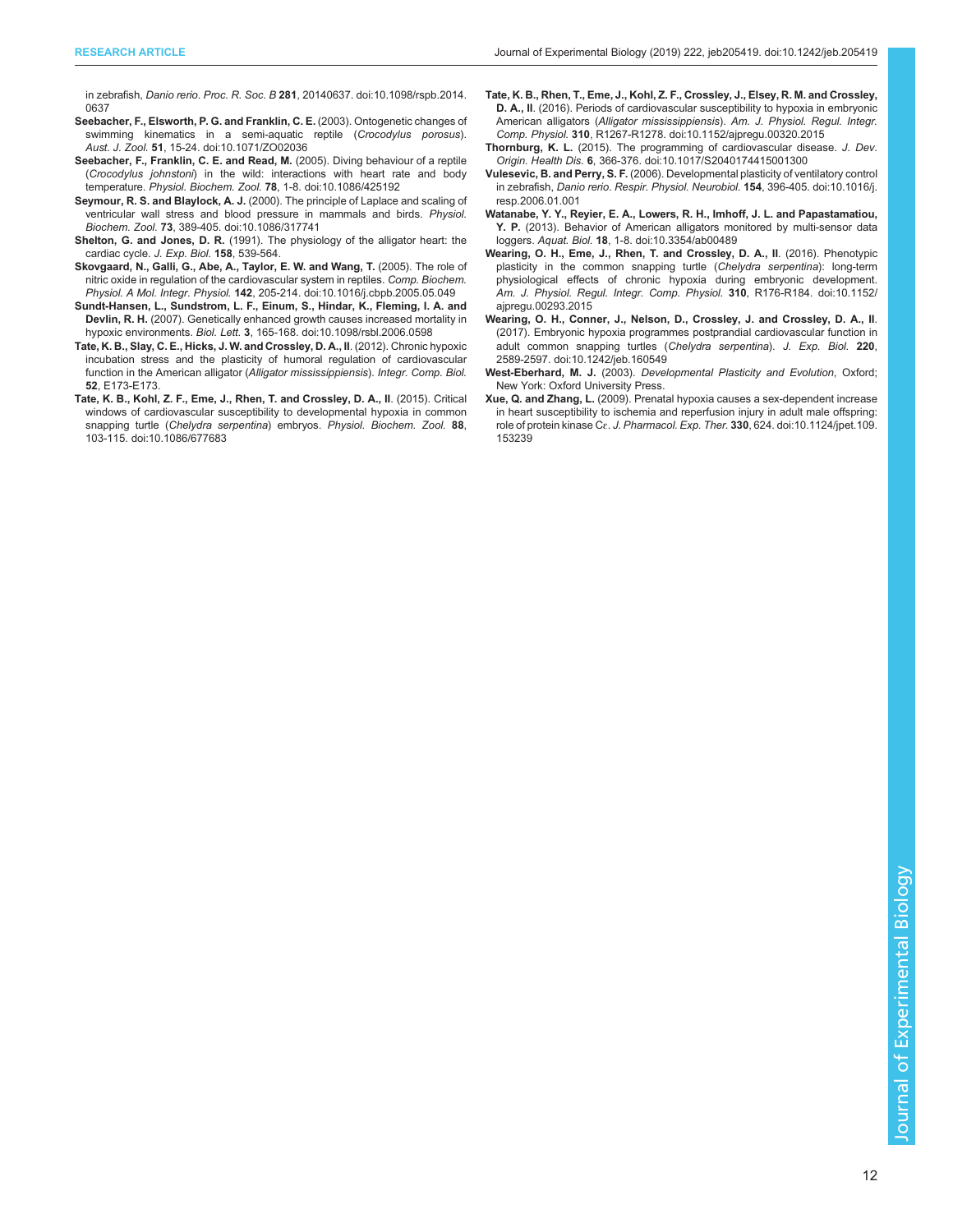in zebrafish, *Danio rerio*. *Proc. R. Soc. B* **281**, 20140637. doi:10.1098/rspb.2014.0637

**Seebacher, F., Elsworth, P. G. and Franklin, C. E.** (2003). Ontogenetic changes of swimming kinematics in a semi-aquatic reptile (*Crocodylus porosus*). *Aust. J. Zool.* **51**, 15-24. doi:10.1071/ZO02036

**Seebacher, F., Franklin, C. E. and Read, M.** (2005). Diving behaviour of a reptile (*Crocodylus johnstoni*) in the wild: interactions with heart rate and body temperature. *Physiol. Biochem. Zool.* **78**, 1-8. doi:10.1086/425192

**Seymour, R. S. and Blaylock, A. J.** (2000). The principle of Laplace and scaling of ventricular wall stress and blood pressure in mammals and birds. *Physiol. Biochem. Zool.* **73**, 389-405. doi:10.1086/317741

**Shelton, G. and Jones, D. R.** (1991). The physiology of the alligator heart: the cardiac cycle. *J. Exp. Biol.* **158**, 539-564.

**Skovgaard, N., Galli, G., Abe, A., Taylor, E. W. and Wang, T.** (2005). The role of nitric oxide in regulation of the cardiovascular system in reptiles. *Comp. Biochem. Physiol. A Mol. Integr. Physiol.* **142**, 205-214. doi:10.1016/j.cbpb.2005.05.049

**Sundt-Hansen, L., Sundstrom, L. F., Einum, S., Hindar, K., Fleming, I. A. and Devlin, R. H.** (2007). Genetically enhanced growth causes increased mortality in hypoxic environments. *Biol. Lett.* **3**, 165-168. doi:10.1098/rsbl.2006.0598

**Tate, K. B., Slay, C. E., Hicks, J. W. and Crossley, D. A., II**. (2012). Chronic hypoxic incubation stress and the plasticity of humoral regulation of cardiovascular function in the American alligator (*Alligator mississippiensis*). *Integr. Comp. Biol.* **52**, E173-E173.

**Tate, K. B., Kohl, Z. F., Eme, J., Rhen, T. and Crossley, D. A., II**. (2015). Critical windows of cardiovascular susceptibility to developmental hypoxia in common snapping turtle (*Chelydra serpentina*) embryos. *Physiol. Biochem. Zool.* **88**, 103-115. doi:10.1086/677683

**Tate, K. B., Rhen, T., Eme, J., Kohl, Z. F., Crossley, J., Elsey, R. M. and Crossley, D. A., II**. (2016). Periods of cardiovascular susceptibility to hypoxia in embryonic American alligators (*Alligator mississippiensis*). *Am. J. Physiol. Regul. Integr. Comp. Physiol.* **310**, R1267-R1278. doi:10.1152/ajpregu.00320.2015

**Thornburg, K. L.** (2015). The programming of cardiovascular disease. *J. Dev. Origin. Health Dis.* **6**, 366-376. doi:10.1017/S2040174415001300

**Vulesevic, B. and Perry, S. F.** (2006). Developmental plasticity of ventilatory control in zebrafish, *Danio rerio*. *Respir. Physiol. Neurobiol.* **154**, 396-405. doi:10.1016/j.resp.2006.01.001

**Watanabe, Y. Y., Reyier, E. A., Lowers, R. H., Imhoff, J. L. and Papastamatiou, Y. P.** (2013). Behavior of American alligators monitored by multi-sensor data loggers. *Aquat. Biol.* **18**, 1-8. doi:10.3354/ab00489

**Wearing, O. H., Eme, J., Rhen, T. and Crossley, D. A., II**. (2016). Phenotypic plasticity in the common snapping turtle (*Chelydra serpentina*): long-term physiological effects of chronic hypoxia during embryonic development. *Am. J. Physiol. Regul. Integr. Comp. Physiol.* **310**, R176-R184. doi:10.1152/ajpregu.00293.2015

**Wearing, O. H., Conner, J., Nelson, D., Crossley, J. and Crossley, D. A., II**. (2017). Embryonic hypoxia programmes postprandial cardiovascular function in adult common snapping turtles (*Chelydra serpentina*). *J. Exp. Biol.* **220**, 2589-2597. doi:10.1242/jeb.160549

**West-Eberhard, M. J.** (2003). *Developmental Plasticity and Evolution*, Oxford; New York: Oxford University Press.

**Xue, Q. and Zhang, L.** (2009). Prenatal hypoxia causes a sex-dependent increase in heart susceptibility to ischemia and reperfusion injury in adult male offspring: role of protein kinase Cε. *J. Pharmacol. Exp. Ther.* **330**, 624. doi:10.1124/jpet.109.153239